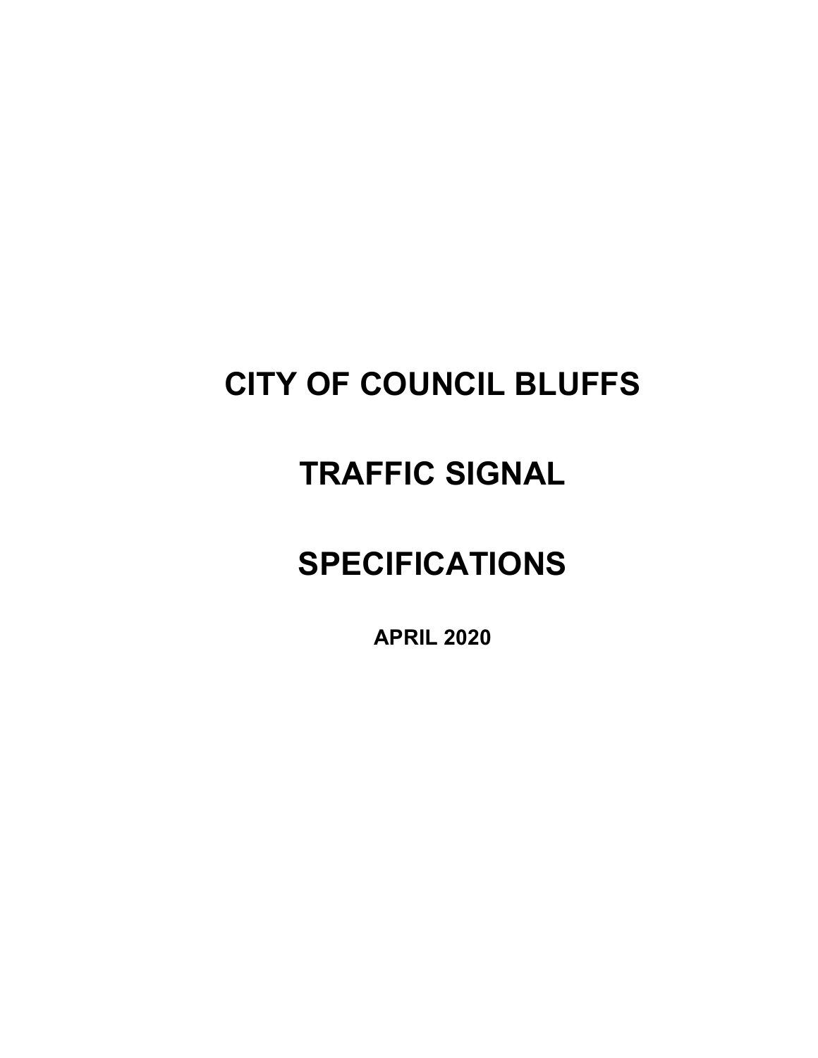# CITY OF COUNCIL BLUFFS

# TRAFFIC SIGNAL

# SPECIFICATIONS

**APRIL 2020**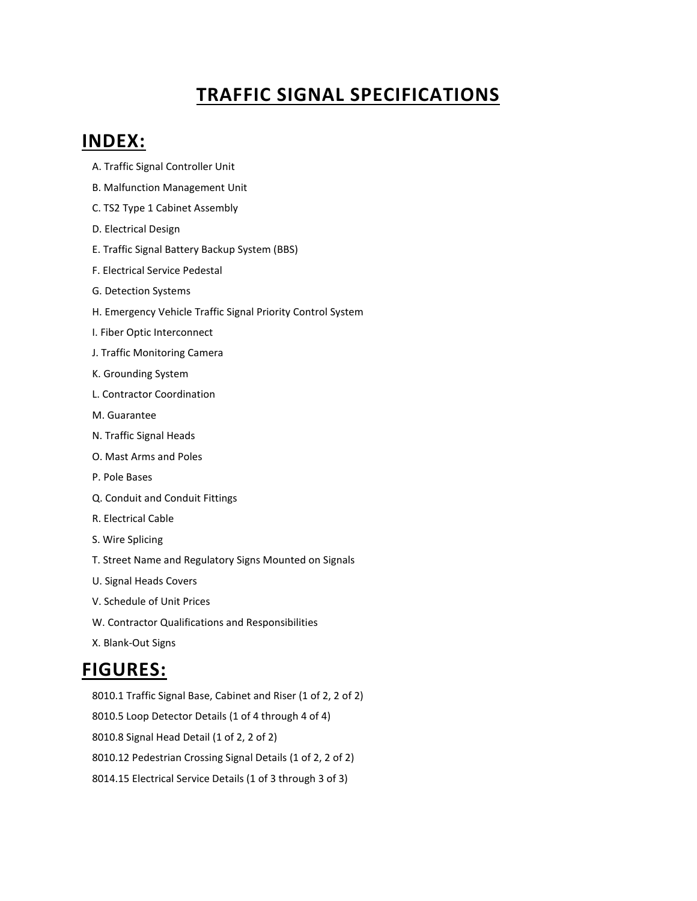# TRAFFIC SIGNAL SPECIFICATIONS

## INDEX:

A. Traffic Signal Controller Unit

B. Malfunction Management Unit

C. TS2 Type 1 Cabinet Assembly

D. Electrical Design

E. Traffic Signal Battery Backup System (BBS)

F. Electrical Service Pedestal

G. Detection Systems

H. Emergency Vehicle Traffic Signal Priority Control System

I. Fiber Optic Interconnect

J. Traffic Monitoring Camera

K. Grounding System

L. Contractor Coordination

M. Guarantee

N. Traffic Signal Heads

O. Mast Arms and Poles

P. Pole Bases

Q. Conduit and Conduit Fittings

R. Electrical Cable

S. Wire Splicing

T. Street Name and Regulatory Signs Mounted on Signals

U. Signal Heads Covers

V. Schedule of Unit Prices

W. Contractor Qualifications and Responsibilities

X. Blank-Out Signs

## FIGURES:

8010.1 Traffic Signal Base, Cabinet and Riser (1 of 2, 2 of 2)

8010.5 Loop Detector Details (1 of 4 through 4 of 4)

8010.8 Signal Head Detail (1 of 2, 2 of 2)

8010.12 Pedestrian Crossing Signal Details (1 of 2, 2 of 2)

8014.15 Electrical Service Details (1 of 3 through 3 of 3)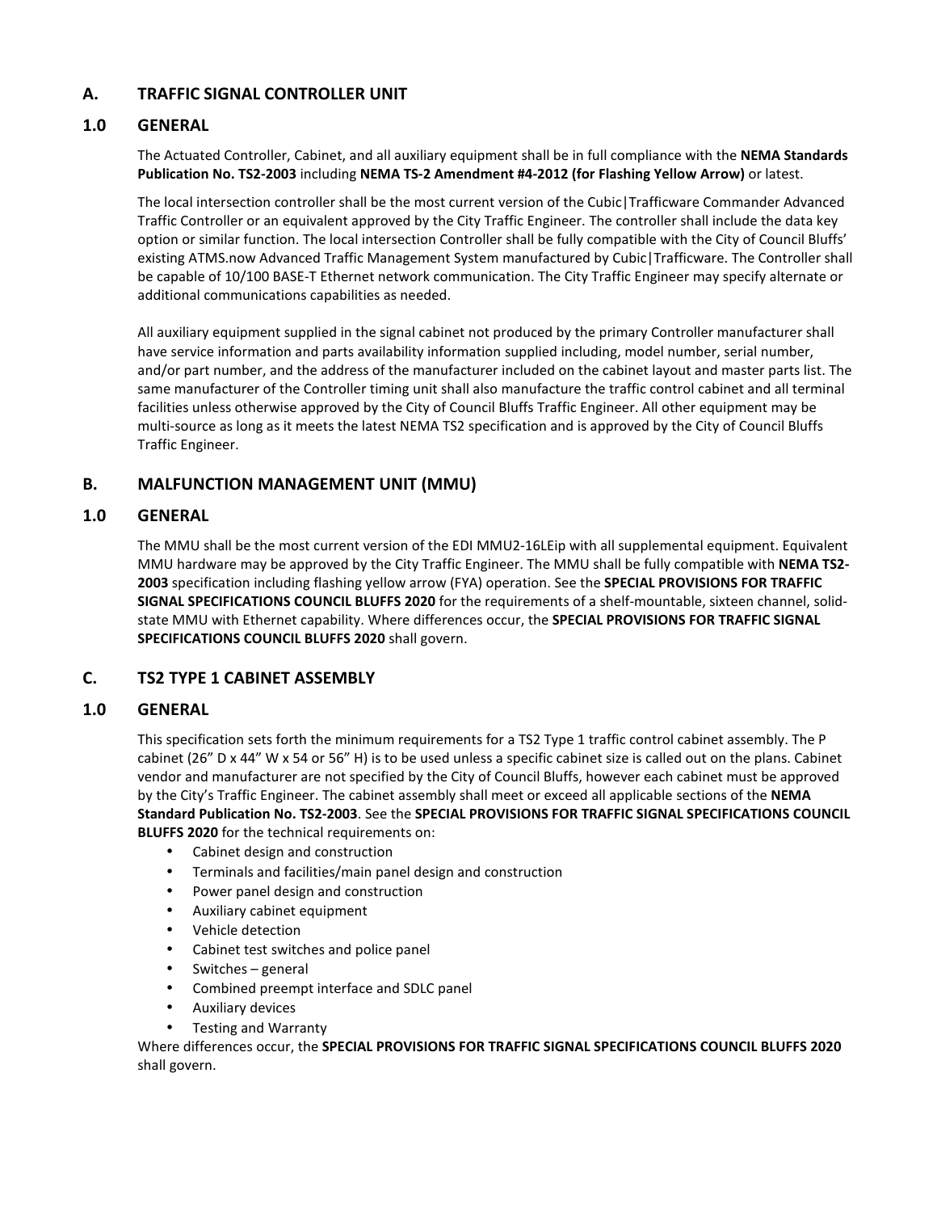## A. TRAFFIC SIGNAL CONTROLLER UNIT

### 1.0 GENERAL

The Actuated Controller, Cabinet, and all auxiliary equipment shall be in full compliance with the **NEMA Standards Publication No. TS2-2003** including **NEMA TS-2 Amendment #4-2012 (for Flashing Yellow Arrow)** or latest.

The local intersection controller shall be the most current version of the Cubic|Trafficware Commander Advanced Traffic Controller or an equivalent approved by the City Traffic Engineer. The controller shall include the data key option or similar function. The local intersection Controller shall be fully compatible with the City of Council Bluffs' existing ATMS.now Advanced Traffic Management System manufactured by Cubic|Trafficware. The Controller shall be capable of 10/100 BASE-T Ethernet network communication. The City Traffic Engineer may specify alternate or additional communications capabilities as needed.

All auxiliary equipment supplied in the signal cabinet not produced by the primary Controller manufacturer shall have service information and parts availability information supplied including, model number, serial number, and/or part number, and the address of the manufacturer included on the cabinet layout and master parts list. The same manufacturer of the Controller timing unit shall also manufacture the traffic control cabinet and all terminal facilities unless otherwise approved by the City of Council Bluffs Traffic Engineer. All other equipment may be multi-source as long as it meets the latest NEMA TS2 specification and is approved by the City of Council Bluffs Traffic Engineer.

## B. MALFUNCTION MANAGEMENT UNIT (MMU)

### 1.0 GENERAL

The MMU shall be the most current version of the EDI MMU2-16LEip with all supplemental equipment. Equivalent MMU hardware may be approved by the City Traffic Engineer. The MMU shall be fully compatible with **NEMA TS2-2003** specification including flashing yellow arrow (FYA) operation. See the **SPECIAL PROVISIONS FOR TRAFFIC SIGNAL SPECIFICATIONS COUNCIL BLUFFS 2020** for the requirements of a shelf-mountable, sixteen channel, solid-state MMU with Ethernet capability. Where differences occur, the **SPECIAL PROVISIONS FOR TRAFFIC SIGNAL SPECIFICATIONS COUNCIL BLUFFS 2020** shall govern.

## C. TS2 TYPE 1 CABINET ASSEMBLY

### 1.0 GENERAL

This specification sets forth the minimum requirements for a TS2 Type 1 traffic control cabinet assembly. The P cabinet (26" D x 44" W x 54 or 56" H) is to be used unless a specific cabinet size is called out on the plans. Cabinet vendor and manufacturer are not specified by the City of Council Bluffs, however each cabinet must be approved by the City's Traffic Engineer. The cabinet assembly shall meet or exceed all applicable sections of the **NEMA Standard Publication No. TS2-2003**. See the **SPECIAL PROVISIONS FOR TRAFFIC SIGNAL SPECIFICATIONS COUNCIL BLUFFS 2020** for the technical requirements on:

- Cabinet design and construction
- Terminals and facilities/main panel design and construction
- Power panel design and construction
- Auxiliary cabinet equipment
- Vehicle detection
- Cabinet test switches and police panel
- Switches – general
- Combined preempt interface and SDLC panel
- Auxiliary devices
- Testing and Warranty

Where differences occur, the **SPECIAL PROVISIONS FOR TRAFFIC SIGNAL SPECIFICATIONS COUNCIL BLUFFS 2020** shall govern.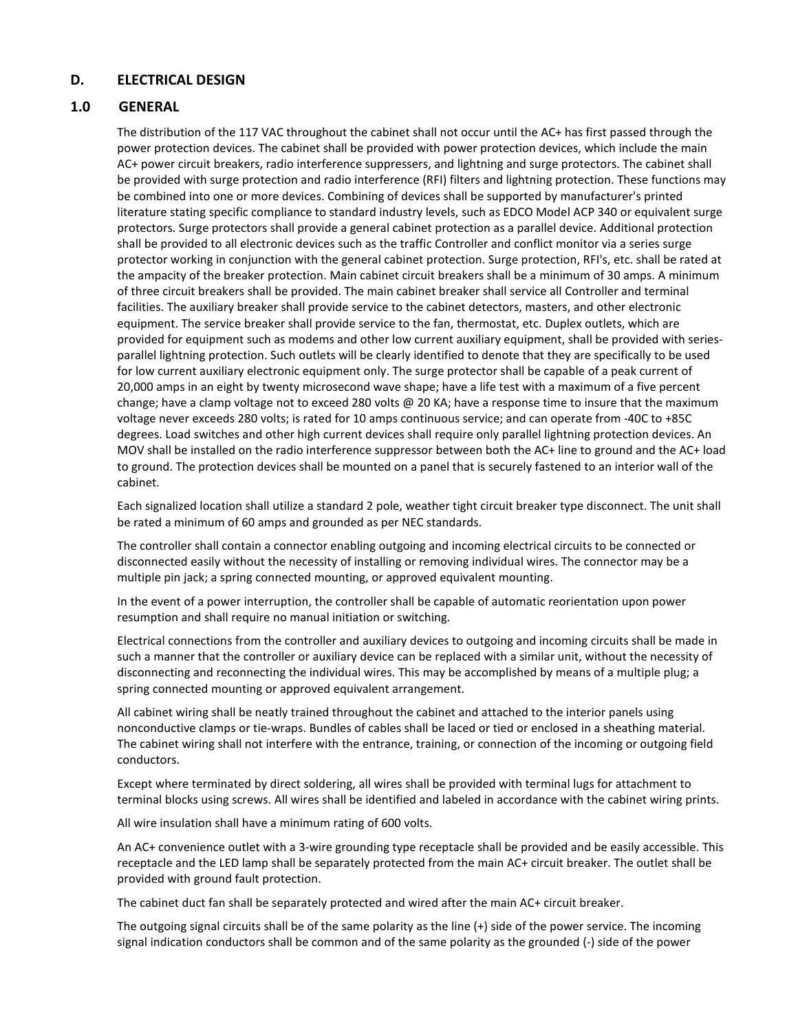## D. ELECTRICAL DESIGN

### 1.0 GENERAL

The distribution of the 117 VAC throughout the cabinet shall not occur until the AC+ has first passed through the power protection devices. The cabinet shall be provided with power protection devices, which include the main AC+ power circuit breakers, radio interference suppressers, and lightning and surge protectors. The cabinet shall be provided with surge protection and radio interference (RFI) filters and lightning protection. These functions may be combined into one or more devices. Combining of devices shall be supported by manufacturer's printed literature stating specific compliance to standard industry levels, such as EDCO Model ACP 340 or equivalent surge protectors. Surge protectors shall provide a general cabinet protection as a parallel device. Additional protection shall be provided to all electronic devices such as the traffic Controller and conflict monitor via a series surge protector working in conjunction with the general cabinet protection. Surge protection, RFI's, etc. shall be rated at the ampacity of the breaker protection. Main cabinet circuit breakers shall be a minimum of 30 amps. A minimum of three circuit breakers shall be provided. The main cabinet breaker shall service all Controller and terminal facilities. The auxiliary breaker shall provide service to the cabinet detectors, masters, and other electronic equipment. The service breaker shall provide service to the fan, thermostat, etc. Duplex outlets, which are provided for equipment such as modems and other low current auxiliary equipment, shall be provided with series-parallel lightning protection. Such outlets will be clearly identified to denote that they are specifically to be used for low current auxiliary electronic equipment only. The surge protector shall be capable of a peak current of 20,000 amps in an eight by twenty microsecond wave shape; have a life test with a maximum of a five percent change; have a clamp voltage not to exceed 280 volts @ 20 KA; have a response time to insure that the maximum voltage never exceeds 280 volts; is rated for 10 amps continuous service; and can operate from -40C to +85C degrees. Load switches and other high current devices shall require only parallel lightning protection devices. An MOV shall be installed on the radio interference suppressor between both the AC+ line to ground and the AC+ load to ground. The protection devices shall be mounted on a panel that is securely fastened to an interior wall of the cabinet.

Each signalized location shall utilize a standard 2 pole, weather tight circuit breaker type disconnect. The unit shall be rated a minimum of 60 amps and grounded as per NEC standards.

The controller shall contain a connector enabling outgoing and incoming electrical circuits to be connected or disconnected easily without the necessity of installing or removing individual wires. The connector may be a multiple pin jack; a spring connected mounting, or approved equivalent mounting.

In the event of a power interruption, the controller shall be capable of automatic reorientation upon power resumption and shall require no manual initiation or switching.

Electrical connections from the controller and auxiliary devices to outgoing and incoming circuits shall be made in such a manner that the controller or auxiliary device can be replaced with a similar unit, without the necessity of disconnecting and reconnecting the individual wires. This may be accomplished by means of a multiple plug; a spring connected mounting or approved equivalent arrangement.

All cabinet wiring shall be neatly trained throughout the cabinet and attached to the interior panels using nonconductive clamps or tie-wraps. Bundles of cables shall be laced or tied or enclosed in a sheathing material. The cabinet wiring shall not interfere with the entrance, training, or connection of the incoming or outgoing field conductors.

Except where terminated by direct soldering, all wires shall be provided with terminal lugs for attachment to terminal blocks using screws. All wires shall be identified and labeled in accordance with the cabinet wiring prints.

All wire insulation shall have a minimum rating of 600 volts.

An AC+ convenience outlet with a 3-wire grounding type receptacle shall be provided and be easily accessible. This receptacle and the LED lamp shall be separately protected from the main AC+ circuit breaker. The outlet shall be provided with ground fault protection.

The cabinet duct fan shall be separately protected and wired after the main AC+ circuit breaker.

The outgoing signal circuits shall be of the same polarity as the line (+) side of the power service. The incoming signal indication conductors shall be common and of the same polarity as the grounded (-) side of the power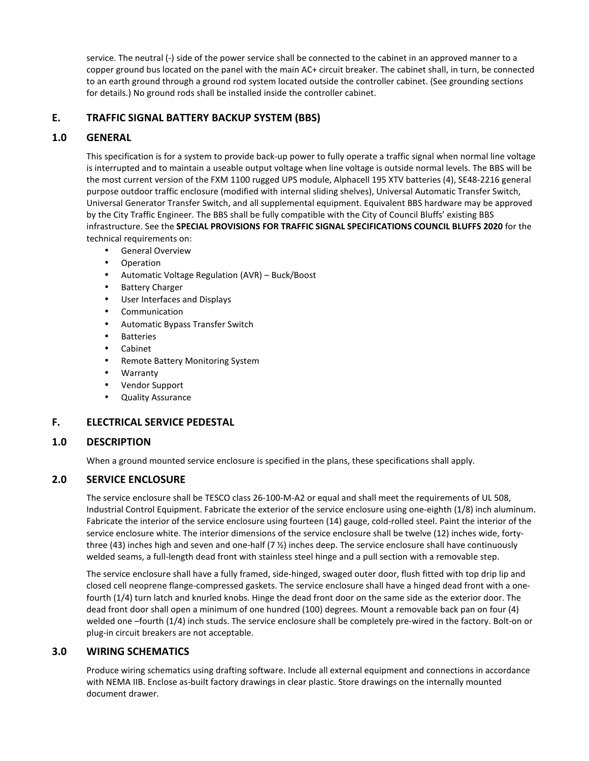service. The neutral (-) side of the power service shall be connected to the cabinet in an approved manner to a copper ground bus located on the panel with the main AC+ circuit breaker. The cabinet shall, in turn, be connected to an earth ground through a ground rod system located outside the controller cabinet. (See grounding sections for details.) No ground rods shall be installed inside the controller cabinet.

## E. TRAFFIC SIGNAL BATTERY BACKUP SYSTEM (BBS)

### 1.0 GENERAL

This specification is for a system to provide back-up power to fully operate a traffic signal when normal line voltage is interrupted and to maintain a useable output voltage when line voltage is outside normal levels. The BBS will be the most current version of the FXM 1100 rugged UPS module, Alphacell 195 XTV batteries (4), SE48-2216 general purpose outdoor traffic enclosure (modified with internal sliding shelves), Universal Automatic Transfer Switch, Universal Generator Transfer Switch, and all supplemental equipment. Equivalent BBS hardware may be approved by the City Traffic Engineer. The BBS shall be fully compatible with the City of Council Bluffs' existing BBS infrastructure. See the **SPECIAL PROVISIONS FOR TRAFFIC SIGNAL SPECIFICATIONS COUNCIL BLUFFS 2020** for the technical requirements on:

- General Overview
- Operation
- Automatic Voltage Regulation (AVR) – Buck/Boost
- Battery Charger
- User Interfaces and Displays
- Communication
- Automatic Bypass Transfer Switch
- Batteries
- Cabinet
- Remote Battery Monitoring System
- Warranty
- Vendor Support
- Quality Assurance

## F. ELECTRICAL SERVICE PEDESTAL

### 1.0 DESCRIPTION

When a ground mounted service enclosure is specified in the plans, these specifications shall apply.

### 2.0 SERVICE ENCLOSURE

The service enclosure shall be TESCO class 26-100-M-A2 or equal and shall meet the requirements of UL 508, Industrial Control Equipment. Fabricate the exterior of the service enclosure using one-eighth (1/8) inch aluminum. Fabricate the interior of the service enclosure using fourteen (14) gauge, cold-rolled steel. Paint the interior of the service enclosure white. The interior dimensions of the service enclosure shall be twelve (12) inches wide, forty-three (43) inches high and seven and one-half (7 ½) inches deep. The service enclosure shall have continuously welded seams, a full-length dead front with stainless steel hinge and a pull section with a removable step.

The service enclosure shall have a fully framed, side-hinged, swaged outer door, flush fitted with top drip lip and closed cell neoprene flange-compressed gaskets. The service enclosure shall have a hinged dead front with a one-fourth (1/4) turn latch and knurled knobs. Hinge the dead front door on the same side as the exterior door. The dead front door shall open a minimum of one hundred (100) degrees. Mount a removable back pan on four (4) welded one –fourth (1/4) inch studs. The service enclosure shall be completely pre-wired in the factory. Bolt-on or plug-in circuit breakers are not acceptable.

### 3.0 WIRING SCHEMATICS

Produce wiring schematics using drafting software. Include all external equipment and connections in accordance with NEMA IIB. Enclose as-built factory drawings in clear plastic. Store drawings on the internally mounted document drawer.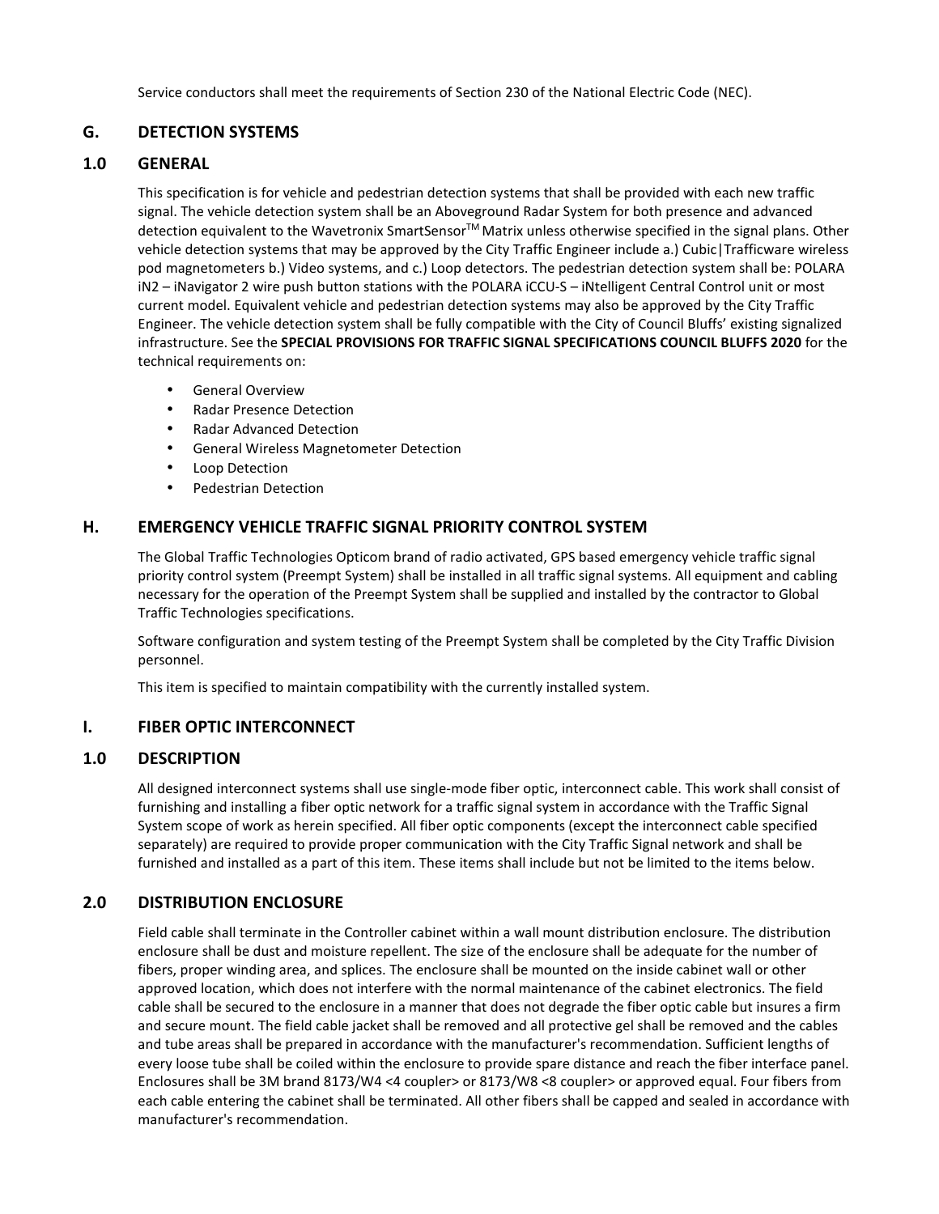Service conductors shall meet the requirements of Section 230 of the National Electric Code (NEC).

## G. DETECTION SYSTEMS

### 1.0 GENERAL

This specification is for vehicle and pedestrian detection systems that shall be provided with each new traffic signal. The vehicle detection system shall be an Aboveground Radar System for both presence and advanced detection equivalent to the Wavetronix SmartSensor™ Matrix unless otherwise specified in the signal plans. Other vehicle detection systems that may be approved by the City Traffic Engineer include a.) Cubic|Trafficware wireless pod magnetometers b.) Video systems, and c.) Loop detectors. The pedestrian detection system shall be: POLARA iN2 – iNavigator 2 wire push button stations with the POLARA iCCU-S – iNtelligent Central Control unit or most current model. Equivalent vehicle and pedestrian detection systems may also be approved by the City Traffic Engineer. The vehicle detection system shall be fully compatible with the City of Council Bluffs' existing signalized infrastructure. See the **SPECIAL PROVISIONS FOR TRAFFIC SIGNAL SPECIFICATIONS COUNCIL BLUFFS 2020** for the technical requirements on:

- General Overview
- Radar Presence Detection
- Radar Advanced Detection
- General Wireless Magnetometer Detection
- Loop Detection
- Pedestrian Detection

## H. EMERGENCY VEHICLE TRAFFIC SIGNAL PRIORITY CONTROL SYSTEM

The Global Traffic Technologies Opticom brand of radio activated, GPS based emergency vehicle traffic signal priority control system (Preempt System) shall be installed in all traffic signal systems. All equipment and cabling necessary for the operation of the Preempt System shall be supplied and installed by the contractor to Global Traffic Technologies specifications.

Software configuration and system testing of the Preempt System shall be completed by the City Traffic Division personnel.

This item is specified to maintain compatibility with the currently installed system.

## I. FIBER OPTIC INTERCONNECT

### 1.0 DESCRIPTION

All designed interconnect systems shall use single-mode fiber optic, interconnect cable. This work shall consist of furnishing and installing a fiber optic network for a traffic signal system in accordance with the Traffic Signal System scope of work as herein specified. All fiber optic components (except the interconnect cable specified separately) are required to provide proper communication with the City Traffic Signal network and shall be furnished and installed as a part of this item. These items shall include but not be limited to the items below.

### 2.0 DISTRIBUTION ENCLOSURE

Field cable shall terminate in the Controller cabinet within a wall mount distribution enclosure. The distribution enclosure shall be dust and moisture repellent. The size of the enclosure shall be adequate for the number of fibers, proper winding area, and splices. The enclosure shall be mounted on the inside cabinet wall or other approved location, which does not interfere with the normal maintenance of the cabinet electronics. The field cable shall be secured to the enclosure in a manner that does not degrade the fiber optic cable but insures a firm and secure mount. The field cable jacket shall be removed and all protective gel shall be removed and the cables and tube areas shall be prepared in accordance with the manufacturer's recommendation. Sufficient lengths of every loose tube shall be coiled within the enclosure to provide spare distance and reach the fiber interface panel. Enclosures shall be 3M brand 8173/W4 <4 coupler> or 8173/W8 <8 coupler> or approved equal. Four fibers from each cable entering the cabinet shall be terminated. All other fibers shall be capped and sealed in accordance with manufacturer's recommendation.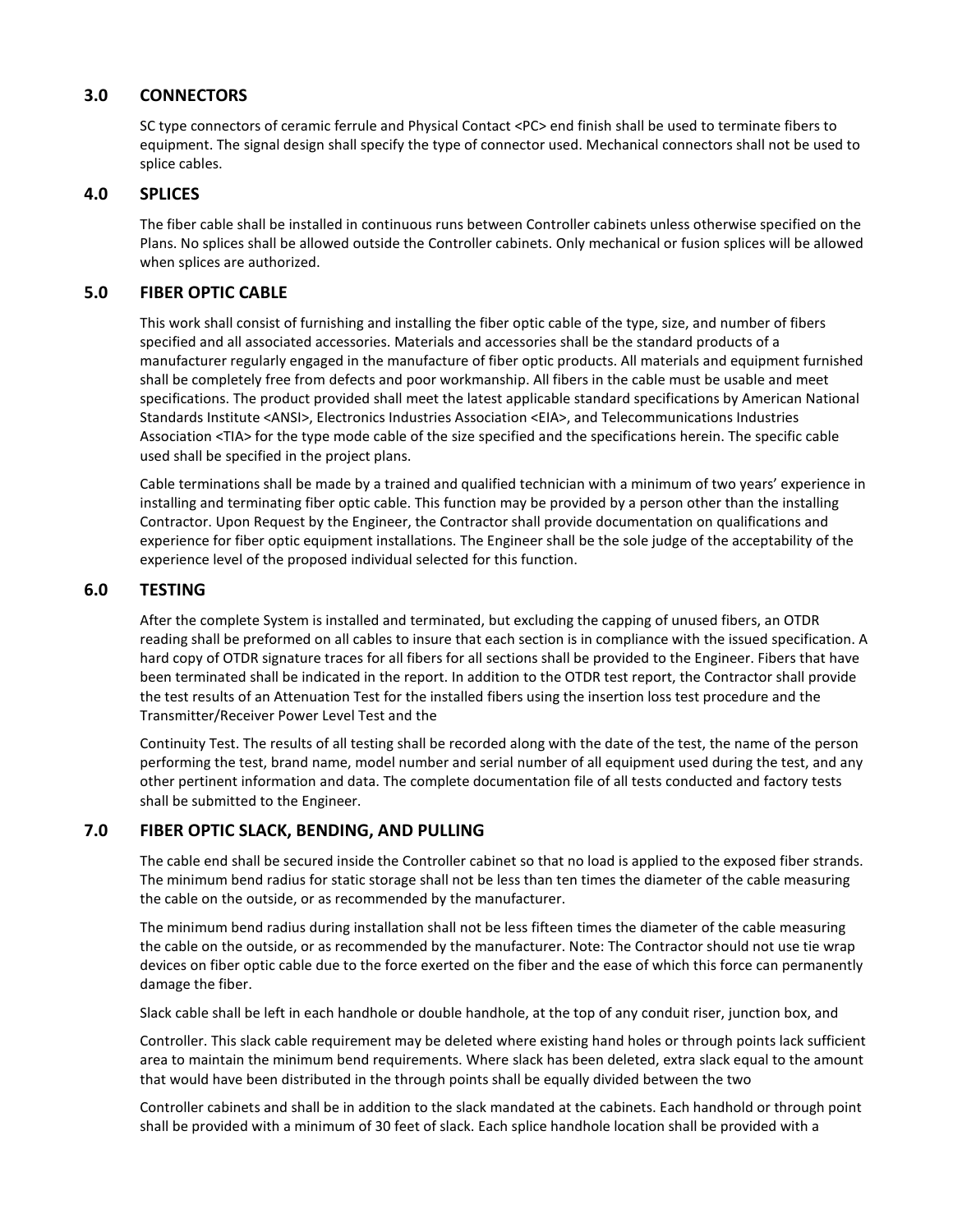## 3.0 CONNECTORS

SC type connectors of ceramic ferrule and Physical Contact <PC> end finish shall be used to terminate fibers to equipment. The signal design shall specify the type of connector used. Mechanical connectors shall not be used to splice cables.

## 4.0 SPLICES

The fiber cable shall be installed in continuous runs between Controller cabinets unless otherwise specified on the Plans. No splices shall be allowed outside the Controller cabinets. Only mechanical or fusion splices will be allowed when splices are authorized.

## 5.0 FIBER OPTIC CABLE

This work shall consist of furnishing and installing the fiber optic cable of the type, size, and number of fibers specified and all associated accessories. Materials and accessories shall be the standard products of a manufacturer regularly engaged in the manufacture of fiber optic products. All materials and equipment furnished shall be completely free from defects and poor workmanship. All fibers in the cable must be usable and meet specifications. The product provided shall meet the latest applicable standard specifications by American National Standards Institute <ANSI>, Electronics Industries Association <EIA>, and Telecommunications Industries Association <TIA> for the type mode cable of the size specified and the specifications herein. The specific cable used shall be specified in the project plans.

Cable terminations shall be made by a trained and qualified technician with a minimum of two years' experience in installing and terminating fiber optic cable. This function may be provided by a person other than the installing Contractor. Upon Request by the Engineer, the Contractor shall provide documentation on qualifications and experience for fiber optic equipment installations. The Engineer shall be the sole judge of the acceptability of the experience level of the proposed individual selected for this function.

## 6.0 TESTING

After the complete System is installed and terminated, but excluding the capping of unused fibers, an OTDR reading shall be preformed on all cables to insure that each section is in compliance with the issued specification. A hard copy of OTDR signature traces for all fibers for all sections shall be provided to the Engineer. Fibers that have been terminated shall be indicated in the report. In addition to the OTDR test report, the Contractor shall provide the test results of an Attenuation Test for the installed fibers using the insertion loss test procedure and the Transmitter/Receiver Power Level Test and the

Continuity Test. The results of all testing shall be recorded along with the date of the test, the name of the person performing the test, brand name, model number and serial number of all equipment used during the test, and any other pertinent information and data. The complete documentation file of all tests conducted and factory tests shall be submitted to the Engineer.

## 7.0 FIBER OPTIC SLACK, BENDING, AND PULLING

The cable end shall be secured inside the Controller cabinet so that no load is applied to the exposed fiber strands. The minimum bend radius for static storage shall not be less than ten times the diameter of the cable measuring the cable on the outside, or as recommended by the manufacturer.

The minimum bend radius during installation shall not be less fifteen times the diameter of the cable measuring the cable on the outside, or as recommended by the manufacturer. Note: The Contractor should not use tie wrap devices on fiber optic cable due to the force exerted on the fiber and the ease of which this force can permanently damage the fiber.

Slack cable shall be left in each handhole or double handhole, at the top of any conduit riser, junction box, and

Controller. This slack cable requirement may be deleted where existing hand holes or through points lack sufficient area to maintain the minimum bend requirements. Where slack has been deleted, extra slack equal to the amount that would have been distributed in the through points shall be equally divided between the two

Controller cabinets and shall be in addition to the slack mandated at the cabinets. Each handhold or through point shall be provided with a minimum of 30 feet of slack. Each splice handhole location shall be provided with a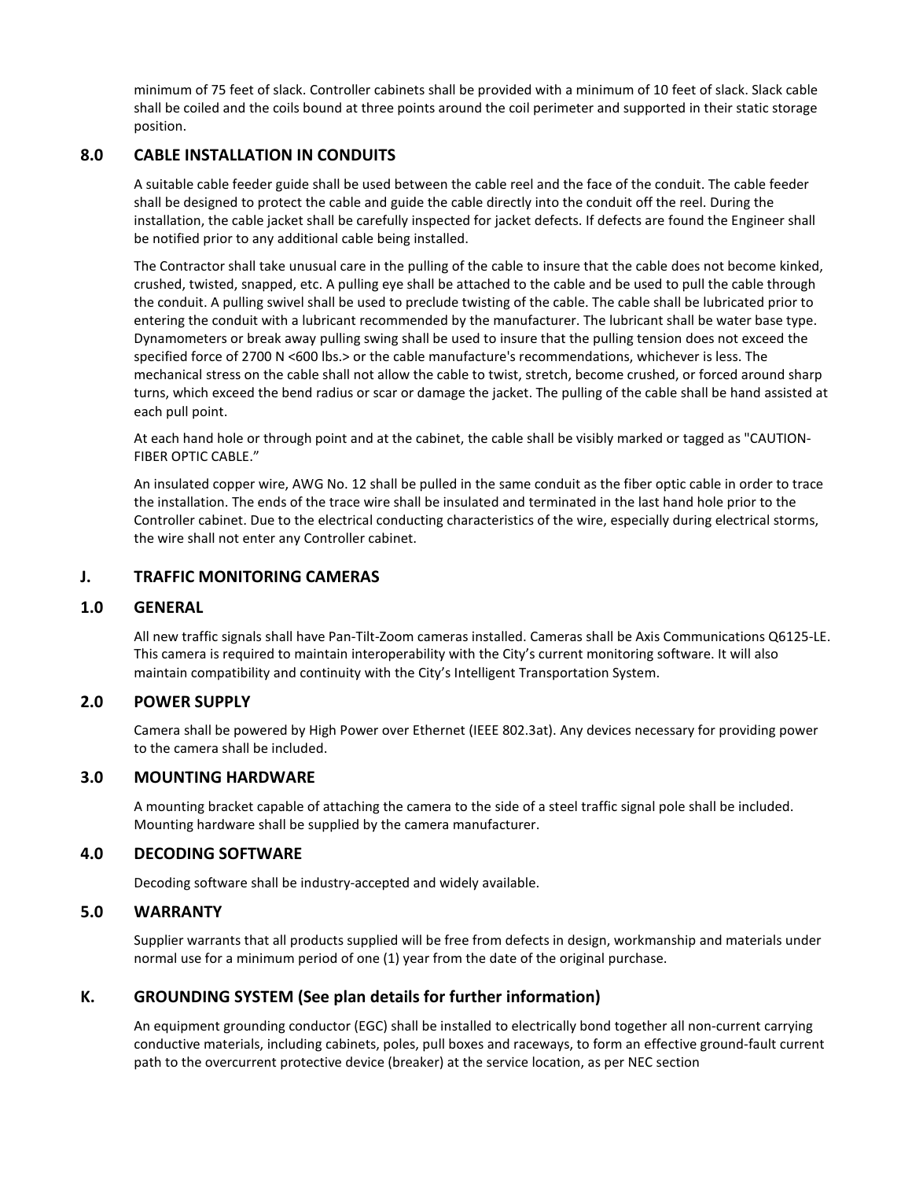minimum of 75 feet of slack. Controller cabinets shall be provided with a minimum of 10 feet of slack. Slack cable shall be coiled and the coils bound at three points around the coil perimeter and supported in their static storage position.

### 8.0 CABLE INSTALLATION IN CONDUITS

A suitable cable feeder guide shall be used between the cable reel and the face of the conduit. The cable feeder shall be designed to protect the cable and guide the cable directly into the conduit off the reel. During the installation, the cable jacket shall be carefully inspected for jacket defects. If defects are found the Engineer shall be notified prior to any additional cable being installed.

The Contractor shall take unusual care in the pulling of the cable to insure that the cable does not become kinked, crushed, twisted, snapped, etc. A pulling eye shall be attached to the cable and be used to pull the cable through the conduit. A pulling swivel shall be used to preclude twisting of the cable. The cable shall be lubricated prior to entering the conduit with a lubricant recommended by the manufacturer. The lubricant shall be water base type. Dynamometers or break away pulling swing shall be used to insure that the pulling tension does not exceed the specified force of 2700 N <600 lbs.> or the cable manufacture's recommendations, whichever is less. The mechanical stress on the cable shall not allow the cable to twist, stretch, become crushed, or forced around sharp turns, which exceed the bend radius or scar or damage the jacket. The pulling of the cable shall be hand assisted at each pull point.

At each hand hole or through point and at the cabinet, the cable shall be visibly marked or tagged as "CAUTION-FIBER OPTIC CABLE."

An insulated copper wire, AWG No. 12 shall be pulled in the same conduit as the fiber optic cable in order to trace the installation. The ends of the trace wire shall be insulated and terminated in the last hand hole prior to the Controller cabinet. Due to the electrical conducting characteristics of the wire, especially during electrical storms, the wire shall not enter any Controller cabinet.

## J. TRAFFIC MONITORING CAMERAS

### 1.0 GENERAL

All new traffic signals shall have Pan-Tilt-Zoom cameras installed. Cameras shall be Axis Communications Q6125-LE. This camera is required to maintain interoperability with the City's current monitoring software. It will also maintain compatibility and continuity with the City's Intelligent Transportation System.

### 2.0 POWER SUPPLY

Camera shall be powered by High Power over Ethernet (IEEE 802.3at). Any devices necessary for providing power to the camera shall be included.

### 3.0 MOUNTING HARDWARE

A mounting bracket capable of attaching the camera to the side of a steel traffic signal pole shall be included. Mounting hardware shall be supplied by the camera manufacturer.

### 4.0 DECODING SOFTWARE

Decoding software shall be industry-accepted and widely available.

### 5.0 WARRANTY

Supplier warrants that all products supplied will be free from defects in design, workmanship and materials under normal use for a minimum period of one (1) year from the date of the original purchase.

## K. GROUNDING SYSTEM (See plan details for further information)

An equipment grounding conductor (EGC) shall be installed to electrically bond together all non-current carrying conductive materials, including cabinets, poles, pull boxes and raceways, to form an effective ground-fault current path to the overcurrent protective device (breaker) at the service location, as per NEC section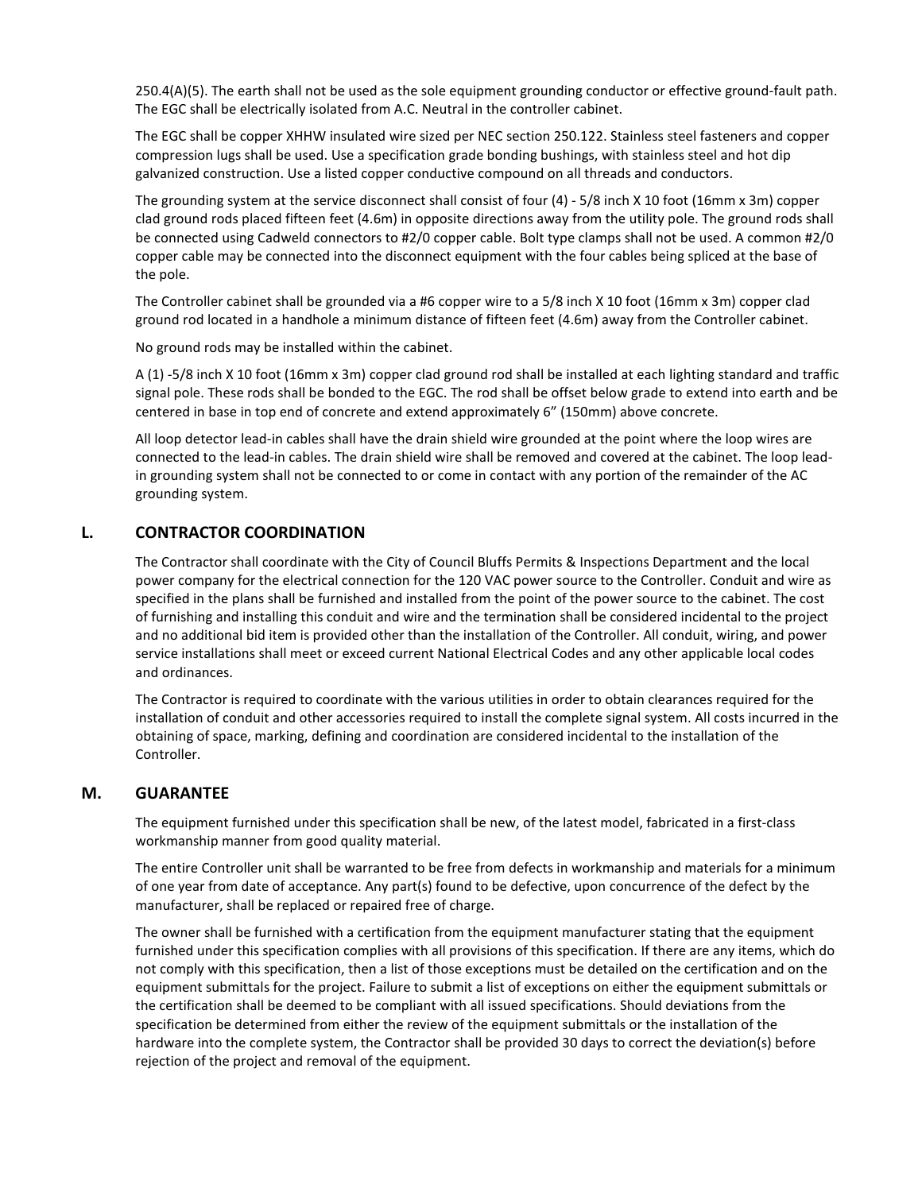250.4(A)(5). The earth shall not be used as the sole equipment grounding conductor or effective ground-fault path. The EGC shall be electrically isolated from A.C. Neutral in the controller cabinet.

The EGC shall be copper XHHW insulated wire sized per NEC section 250.122. Stainless steel fasteners and copper compression lugs shall be used. Use a specification grade bonding bushings, with stainless steel and hot dip galvanized construction. Use a listed copper conductive compound on all threads and conductors.

The grounding system at the service disconnect shall consist of four (4) - 5/8 inch X 10 foot (16mm x 3m) copper clad ground rods placed fifteen feet (4.6m) in opposite directions away from the utility pole. The ground rods shall be connected using Cadweld connectors to #2/0 copper cable. Bolt type clamps shall not be used. A common #2/0 copper cable may be connected into the disconnect equipment with the four cables being spliced at the base of the pole.

The Controller cabinet shall be grounded via a #6 copper wire to a 5/8 inch X 10 foot (16mm x 3m) copper clad ground rod located in a handhole a minimum distance of fifteen feet (4.6m) away from the Controller cabinet.

No ground rods may be installed within the cabinet.

A (1) -5/8 inch X 10 foot (16mm x 3m) copper clad ground rod shall be installed at each lighting standard and traffic signal pole. These rods shall be bonded to the EGC. The rod shall be offset below grade to extend into earth and be centered in base in top end of concrete and extend approximately 6" (150mm) above concrete.

All loop detector lead-in cables shall have the drain shield wire grounded at the point where the loop wires are connected to the lead-in cables. The drain shield wire shall be removed and covered at the cabinet. The loop lead-in grounding system shall not be connected to or come in contact with any portion of the remainder of the AC grounding system.

## L. CONTRACTOR COORDINATION

The Contractor shall coordinate with the City of Council Bluffs Permits & Inspections Department and the local power company for the electrical connection for the 120 VAC power source to the Controller. Conduit and wire as specified in the plans shall be furnished and installed from the point of the power source to the cabinet. The cost of furnishing and installing this conduit and wire and the termination shall be considered incidental to the project and no additional bid item is provided other than the installation of the Controller. All conduit, wiring, and power service installations shall meet or exceed current National Electrical Codes and any other applicable local codes and ordinances.

The Contractor is required to coordinate with the various utilities in order to obtain clearances required for the installation of conduit and other accessories required to install the complete signal system. All costs incurred in the obtaining of space, marking, defining and coordination are considered incidental to the installation of the Controller.

## M. GUARANTEE

The equipment furnished under this specification shall be new, of the latest model, fabricated in a first-class workmanship manner from good quality material.

The entire Controller unit shall be warranted to be free from defects in workmanship and materials for a minimum of one year from date of acceptance. Any part(s) found to be defective, upon concurrence of the defect by the manufacturer, shall be replaced or repaired free of charge.

The owner shall be furnished with a certification from the equipment manufacturer stating that the equipment furnished under this specification complies with all provisions of this specification. If there are any items, which do not comply with this specification, then a list of those exceptions must be detailed on the certification and on the equipment submittals for the project. Failure to submit a list of exceptions on either the equipment submittals or the certification shall be deemed to be compliant with all issued specifications. Should deviations from the specification be determined from either the review of the equipment submittals or the installation of the hardware into the complete system, the Contractor shall be provided 30 days to correct the deviation(s) before rejection of the project and removal of the equipment.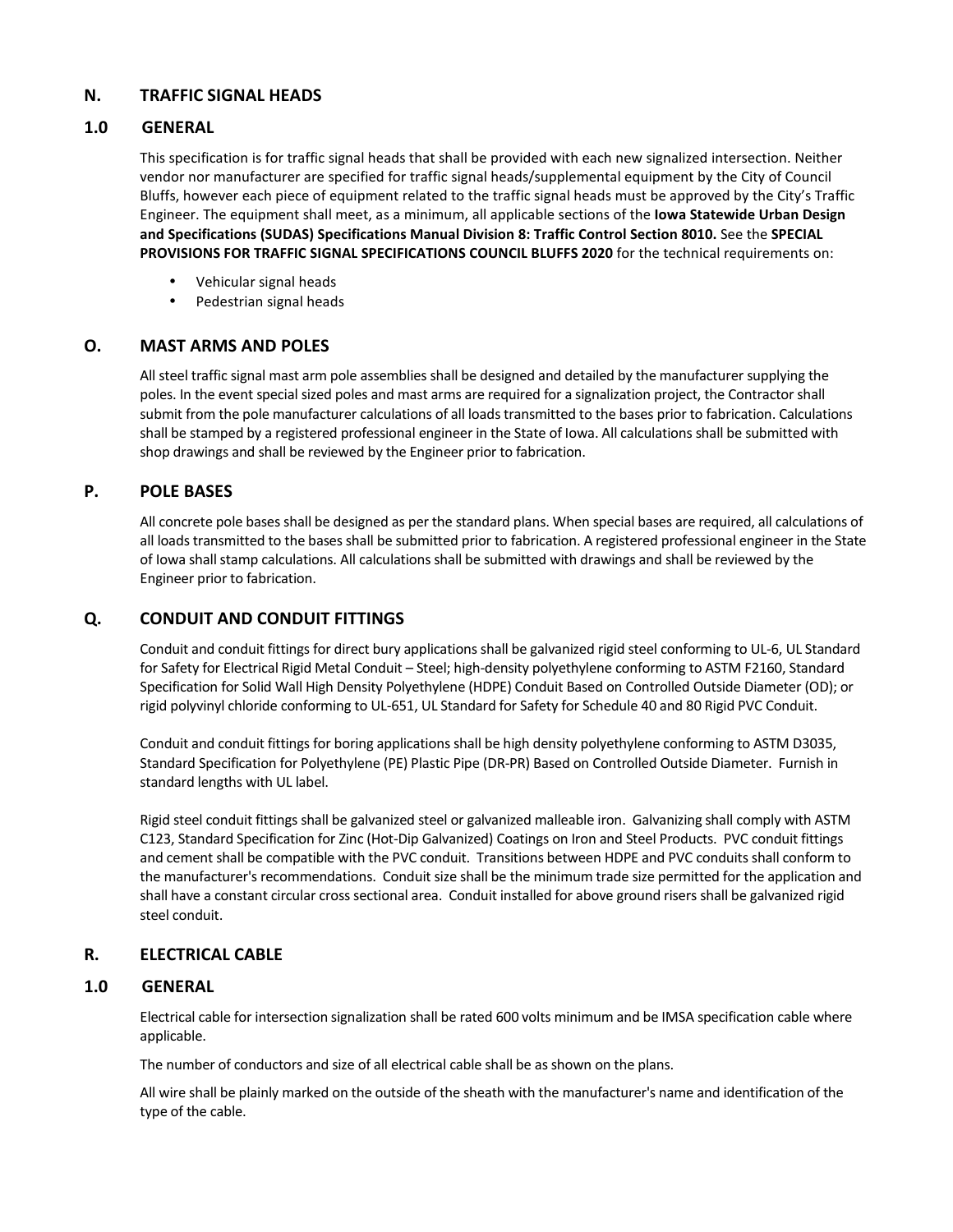## N. TRAFFIC SIGNAL HEADS

### 1.0 GENERAL

This specification is for traffic signal heads that shall be provided with each new signalized intersection. Neither vendor nor manufacturer are specified for traffic signal heads/supplemental equipment by the City of Council Bluffs, however each piece of equipment related to the traffic signal heads must be approved by the City's Traffic Engineer. The equipment shall meet, as a minimum, all applicable sections of the **Iowa Statewide Urban Design and Specifications (SUDAS) Specifications Manual Division 8: Traffic Control Section 8010.** See the **SPECIAL PROVISIONS FOR TRAFFIC SIGNAL SPECIFICATIONS COUNCIL BLUFFS 2020** for the technical requirements on:

- Vehicular signal heads
- Pedestrian signal heads

## O. MAST ARMS AND POLES

All steel traffic signal mast arm pole assemblies shall be designed and detailed by the manufacturer supplying the poles. In the event special sized poles and mast arms are required for a signalization project, the Contractor shall submit from the pole manufacturer calculations of all loads transmitted to the bases prior to fabrication. Calculations shall be stamped by a registered professional engineer in the State of Iowa. All calculations shall be submitted with shop drawings and shall be reviewed by the Engineer prior to fabrication.

## P. POLE BASES

All concrete pole bases shall be designed as per the standard plans. When special bases are required, all calculations of all loads transmitted to the bases shall be submitted prior to fabrication. A registered professional engineer in the State of Iowa shall stamp calculations. All calculations shall be submitted with drawings and shall be reviewed by the Engineer prior to fabrication.

## Q. CONDUIT AND CONDUIT FITTINGS

Conduit and conduit fittings for direct bury applications shall be galvanized rigid steel conforming to UL-6, UL Standard for Safety for Electrical Rigid Metal Conduit – Steel; high-density polyethylene conforming to ASTM F2160, Standard Specification for Solid Wall High Density Polyethylene (HDPE) Conduit Based on Controlled Outside Diameter (OD); or rigid polyvinyl chloride conforming to UL-651, UL Standard for Safety for Schedule 40 and 80 Rigid PVC Conduit.

Conduit and conduit fittings for boring applications shall be high density polyethylene conforming to ASTM D3035, Standard Specification for Polyethylene (PE) Plastic Pipe (DR-PR) Based on Controlled Outside Diameter. Furnish in standard lengths with UL label.

Rigid steel conduit fittings shall be galvanized steel or galvanized malleable iron. Galvanizing shall comply with ASTM C123, Standard Specification for Zinc (Hot-Dip Galvanized) Coatings on Iron and Steel Products. PVC conduit fittings and cement shall be compatible with the PVC conduit. Transitions between HDPE and PVC conduits shall conform to the manufacturer's recommendations. Conduit size shall be the minimum trade size permitted for the application and shall have a constant circular cross sectional area. Conduit installed for above ground risers shall be galvanized rigid steel conduit.

## R. ELECTRICAL CABLE

### 1.0 GENERAL

Electrical cable for intersection signalization shall be rated 600 volts minimum and be IMSA specification cable where applicable.

The number of conductors and size of all electrical cable shall be as shown on the plans.

All wire shall be plainly marked on the outside of the sheath with the manufacturer's name and identification of the type of the cable.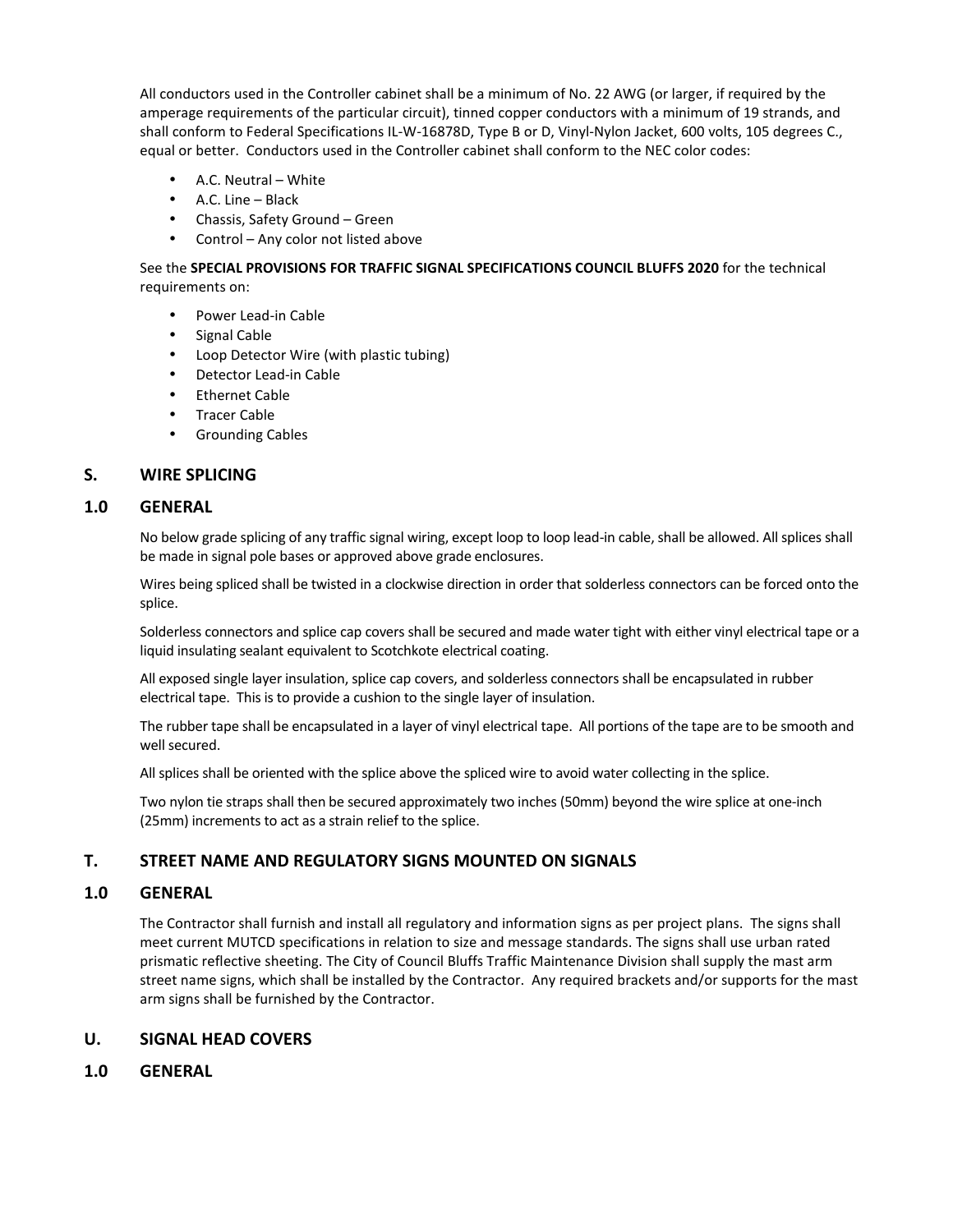All conductors used in the Controller cabinet shall be a minimum of No. 22 AWG (or larger, if required by the amperage requirements of the particular circuit), tinned copper conductors with a minimum of 19 strands, and shall conform to Federal Specifications IL-W-16878D, Type B or D, Vinyl-Nylon Jacket, 600 volts, 105 degrees C., equal or better. Conductors used in the Controller cabinet shall conform to the NEC color codes:

- A.C. Neutral – White
- A.C. Line – Black
- Chassis, Safety Ground – Green
- Control – Any color not listed above

See the **SPECIAL PROVISIONS FOR TRAFFIC SIGNAL SPECIFICATIONS COUNCIL BLUFFS 2020** for the technical requirements on:

- Power Lead-in Cable
- Signal Cable
- Loop Detector Wire (with plastic tubing)
- Detector Lead-in Cable
- Ethernet Cable
- Tracer Cable
- Grounding Cables

## S. WIRE SPLICING

### 1.0 GENERAL

No below grade splicing of any traffic signal wiring, except loop to loop lead-in cable, shall be allowed. All splices shall be made in signal pole bases or approved above grade enclosures.

Wires being spliced shall be twisted in a clockwise direction in order that solderless connectors can be forced onto the splice.

Solderless connectors and splice cap covers shall be secured and made water tight with either vinyl electrical tape or a liquid insulating sealant equivalent to Scotchkote electrical coating.

All exposed single layer insulation, splice cap covers, and solderless connectors shall be encapsulated in rubber electrical tape. This is to provide a cushion to the single layer of insulation.

The rubber tape shall be encapsulated in a layer of vinyl electrical tape. All portions of the tape are to be smooth and well secured.

All splices shall be oriented with the splice above the spliced wire to avoid water collecting in the splice.

Two nylon tie straps shall then be secured approximately two inches (50mm) beyond the wire splice at one-inch (25mm) increments to act as a strain relief to the splice.

## T. STREET NAME AND REGULATORY SIGNS MOUNTED ON SIGNALS

### 1.0 GENERAL

The Contractor shall furnish and install all regulatory and information signs as per project plans. The signs shall meet current MUTCD specifications in relation to size and message standards. The signs shall use urban rated prismatic reflective sheeting. The City of Council Bluffs Traffic Maintenance Division shall supply the mast arm street name signs, which shall be installed by the Contractor. Any required brackets and/or supports for the mast arm signs shall be furnished by the Contractor.

## U. SIGNAL HEAD COVERS

### 1.0 GENERAL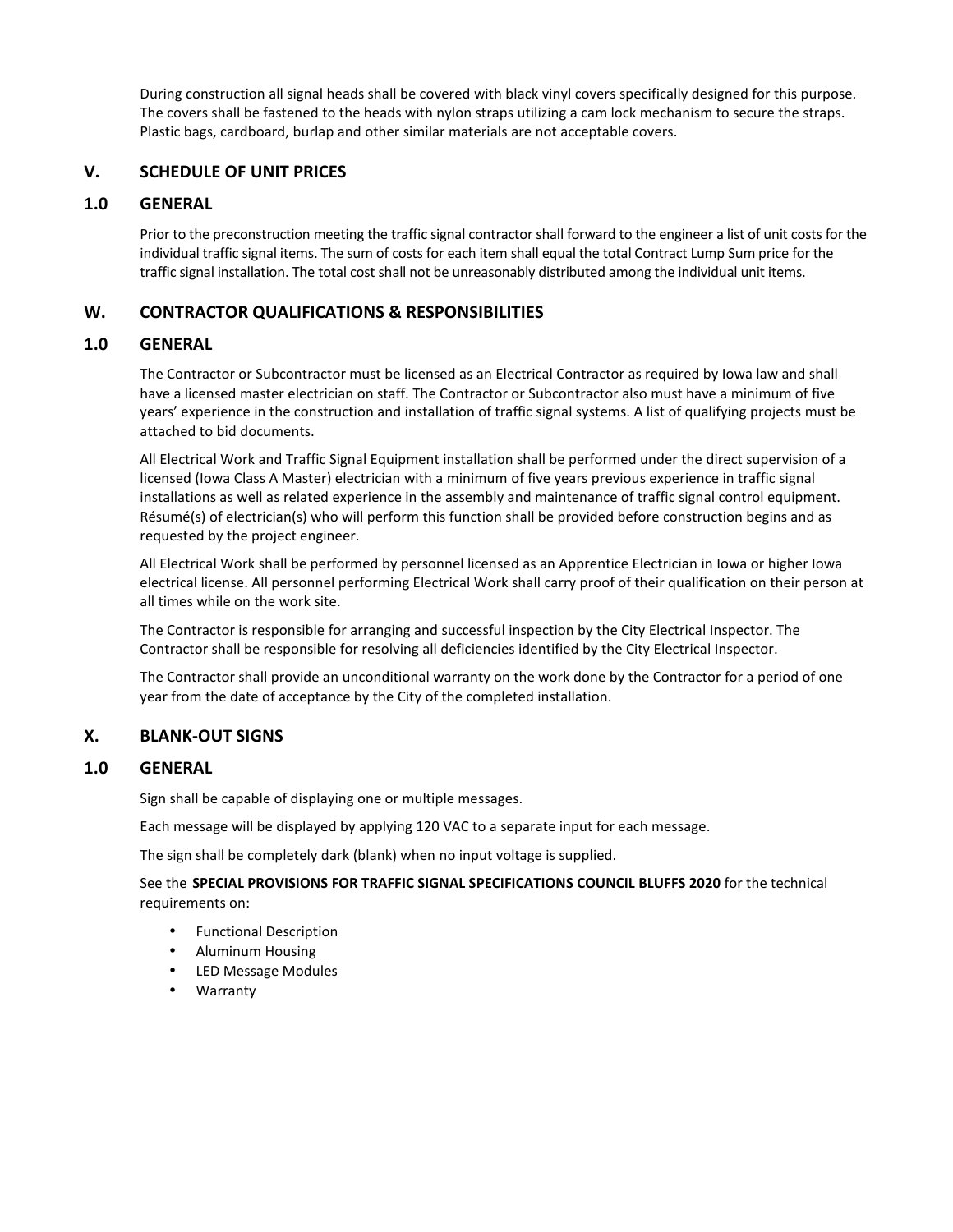During construction all signal heads shall be covered with black vinyl covers specifically designed for this purpose. The covers shall be fastened to the heads with nylon straps utilizing a cam lock mechanism to secure the straps. Plastic bags, cardboard, burlap and other similar materials are not acceptable covers.

## V. SCHEDULE OF UNIT PRICES

### 1.0 GENERAL

Prior to the preconstruction meeting the traffic signal contractor shall forward to the engineer a list of unit costs for the individual traffic signal items. The sum of costs for each item shall equal the total Contract Lump Sum price for the traffic signal installation. The total cost shall not be unreasonably distributed among the individual unit items.

## W. CONTRACTOR QUALIFICATIONS & RESPONSIBILITIES

### 1.0 GENERAL

The Contractor or Subcontractor must be licensed as an Electrical Contractor as required by Iowa law and shall have a licensed master electrician on staff. The Contractor or Subcontractor also must have a minimum of five years' experience in the construction and installation of traffic signal systems. A list of qualifying projects must be attached to bid documents.

All Electrical Work and Traffic Signal Equipment installation shall be performed under the direct supervision of a licensed (Iowa Class A Master) electrician with a minimum of five years previous experience in traffic signal installations as well as related experience in the assembly and maintenance of traffic signal control equipment. Résumé(s) of electrician(s) who will perform this function shall be provided before construction begins and as requested by the project engineer.

All Electrical Work shall be performed by personnel licensed as an Apprentice Electrician in Iowa or higher Iowa electrical license. All personnel performing Electrical Work shall carry proof of their qualification on their person at all times while on the work site.

The Contractor is responsible for arranging and successful inspection by the City Electrical Inspector. The Contractor shall be responsible for resolving all deficiencies identified by the City Electrical Inspector.

The Contractor shall provide an unconditional warranty on the work done by the Contractor for a period of one year from the date of acceptance by the City of the completed installation.

## X. BLANK-OUT SIGNS

### 1.0 GENERAL

Sign shall be capable of displaying one or multiple messages.

Each message will be displayed by applying 120 VAC to a separate input for each message.

The sign shall be completely dark (blank) when no input voltage is supplied.

See the **SPECIAL PROVISIONS FOR TRAFFIC SIGNAL SPECIFICATIONS COUNCIL BLUFFS 2020** for the technical requirements on:

- Functional Description
- Aluminum Housing
- LED Message Modules
- Warranty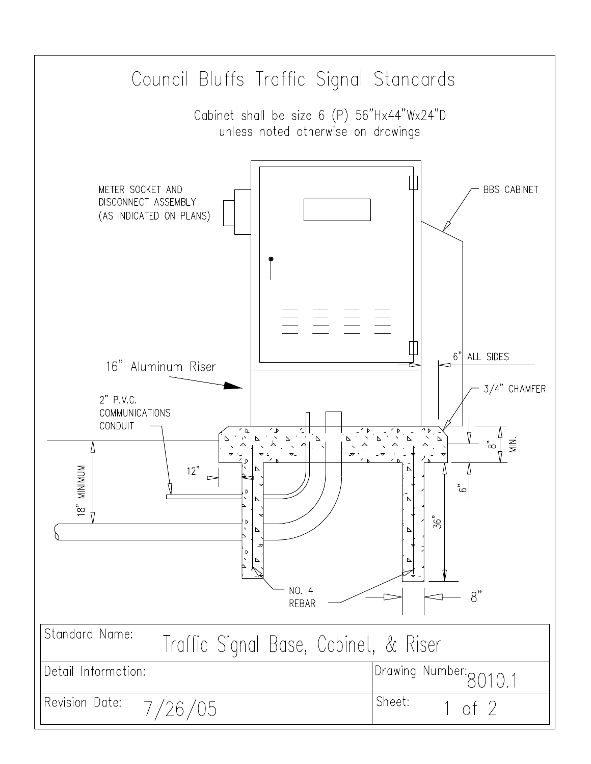# Council Bluffs Traffic Signal Standards

Cabinet shall be size 6 (P) 56"Hx44"Wx24"D
unless noted otherwise on drawings

METER SOCKET AND
DISCONNECT ASSEMBLY
(AS INDICATED ON PLANS)

BBS CABINET

16" Aluminum Riser

6" ALL SIDES

3/4" CHAMFER

2" P.V.C.
COMMUNICATIONS
CONDUIT

12"

18" MINIMUM

8" MIN.

6"

36"

NO. 4
REBAR

8"

| Standard Name: Traffic Signal Base, Cabinet, & Riser | |
|---|---|
| Detail Information: | Drawing Number: 8010.1 |
| Revision Date: 7/26/05 | Sheet: 1 of 2 |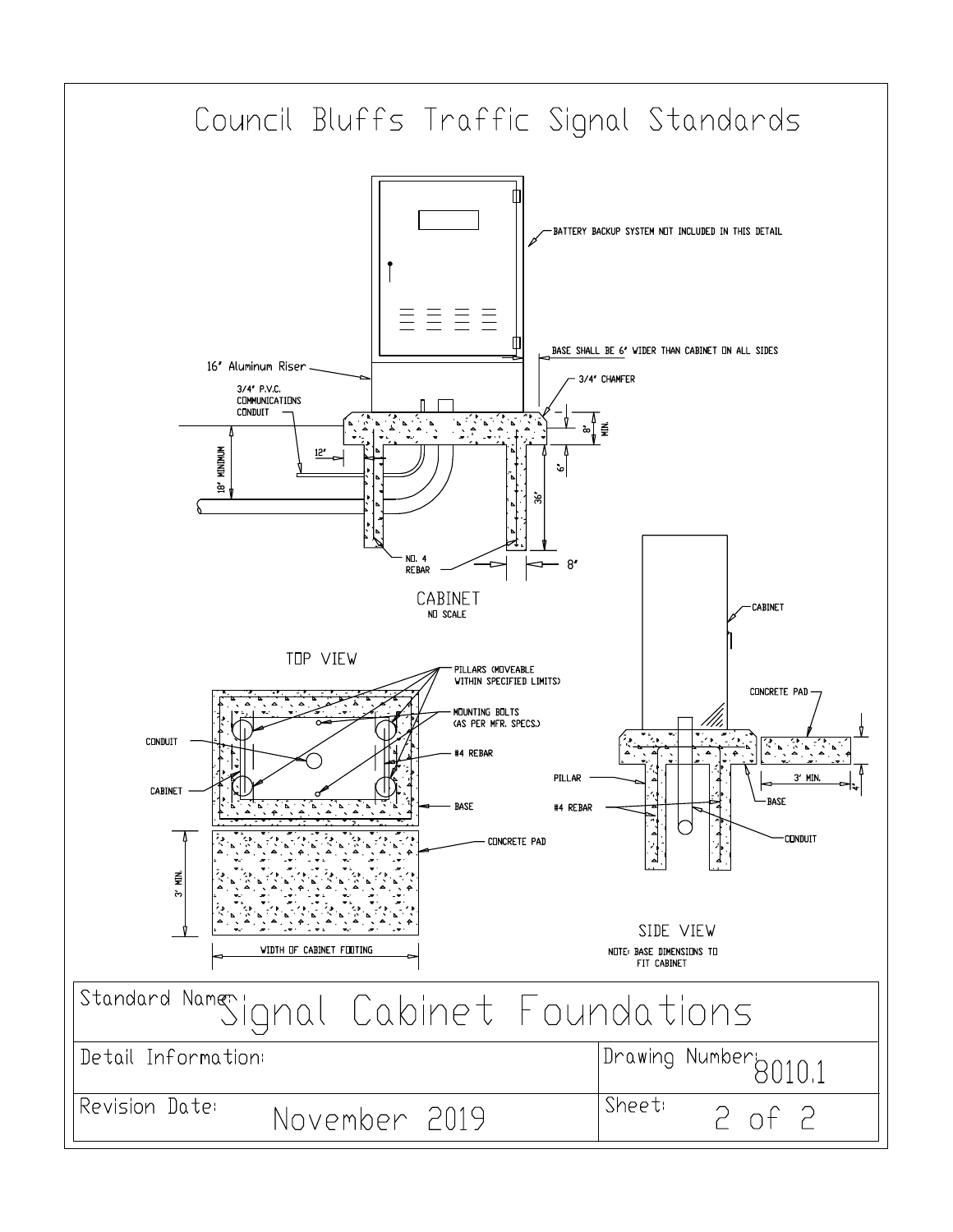# Council Bluffs Traffic Signal Standards

BATTERY BACKUP SYSTEM NOT INCLUDED IN THIS DETAIL

BASE SHALL BE 6" WIDER THAN CABINET ON ALL SIDES

16" Aluminum Riser

3/4" CHAMFER

3/4" P.V.C. COMMUNICATIONS CONDUIT

12"

18" MINIMUM

8" MIN.

6"

36"

NO. 4 REBAR

8"

CABINET
NO SCALE

TOP VIEW

PILLARS (MOVEABLE WITHIN SPECIFIED LIMITS)

MOUNTING BOLTS (AS PER MFR. SPECS.)

CONDUIT

#4 REBAR

CABINET

BASE

CONCRETE PAD

3' MIN.

WIDTH OF CABINET FOOTING

CABINET

CONCRETE PAD

PILLAR

#4 REBAR

3' MIN.

4"

BASE

CONDUIT

SIDE VIEW

NOTE: BASE DIMENSIONS TO FIT CABINET

| Standard Name: Signal Cabinet Foundations | |
|---|---|
| Detail Information: | Drawing Number: 8010.1 |
| Revision Date: November 2019 | Sheet: 2 of 2 |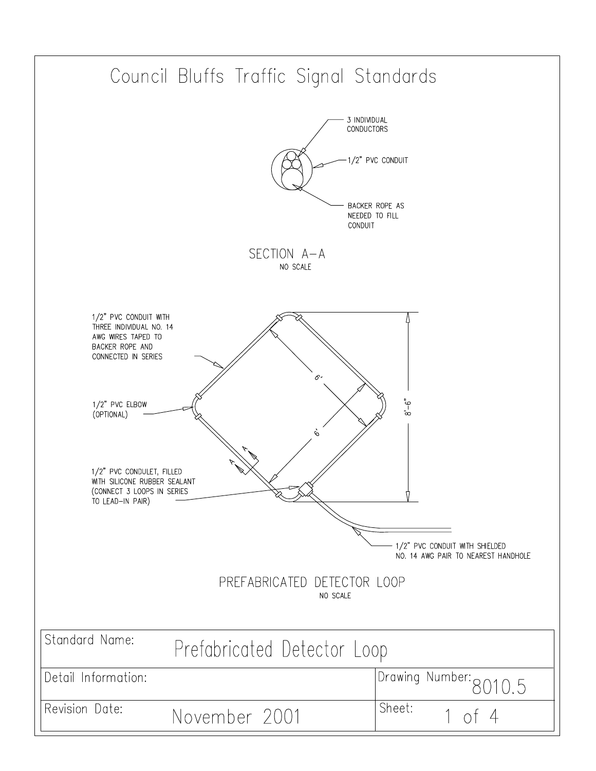# Council Bluffs Traffic Signal Standards

3 INDIVIDUAL CONDUCTORS

1/2" PVC CONDUIT

BACKER ROPE AS NEEDED TO FILL CONDUIT

SECTION A–A
NO SCALE

1/2" PVC CONDUIT WITH THREE INDIVIDUAL NO. 14 AWG WIRES TAPED TO BACKER ROPE AND CONNECTED IN SERIES

1/2" PVC ELBOW (OPTIONAL)

1/2" PVC CONDULET, FILLED WITH SILICONE RUBBER SEALANT (CONNECT 3 LOOPS IN SERIES TO LEAD–IN PAIR)

6'

6'

8'–6"

A

A

1/2" PVC CONDUIT WITH SHIELDED NO. 14 AWG PAIR TO NEAREST HANDHOLE

PREFABRICATED DETECTOR LOOP
NO SCALE

| Standard Name: | Prefabricated Detector Loop | |
|---|---|---|
| Detail Information: | | Drawing Number: 8010.5 |
| Revision Date: | November 2001 | Sheet: 1 of 4 |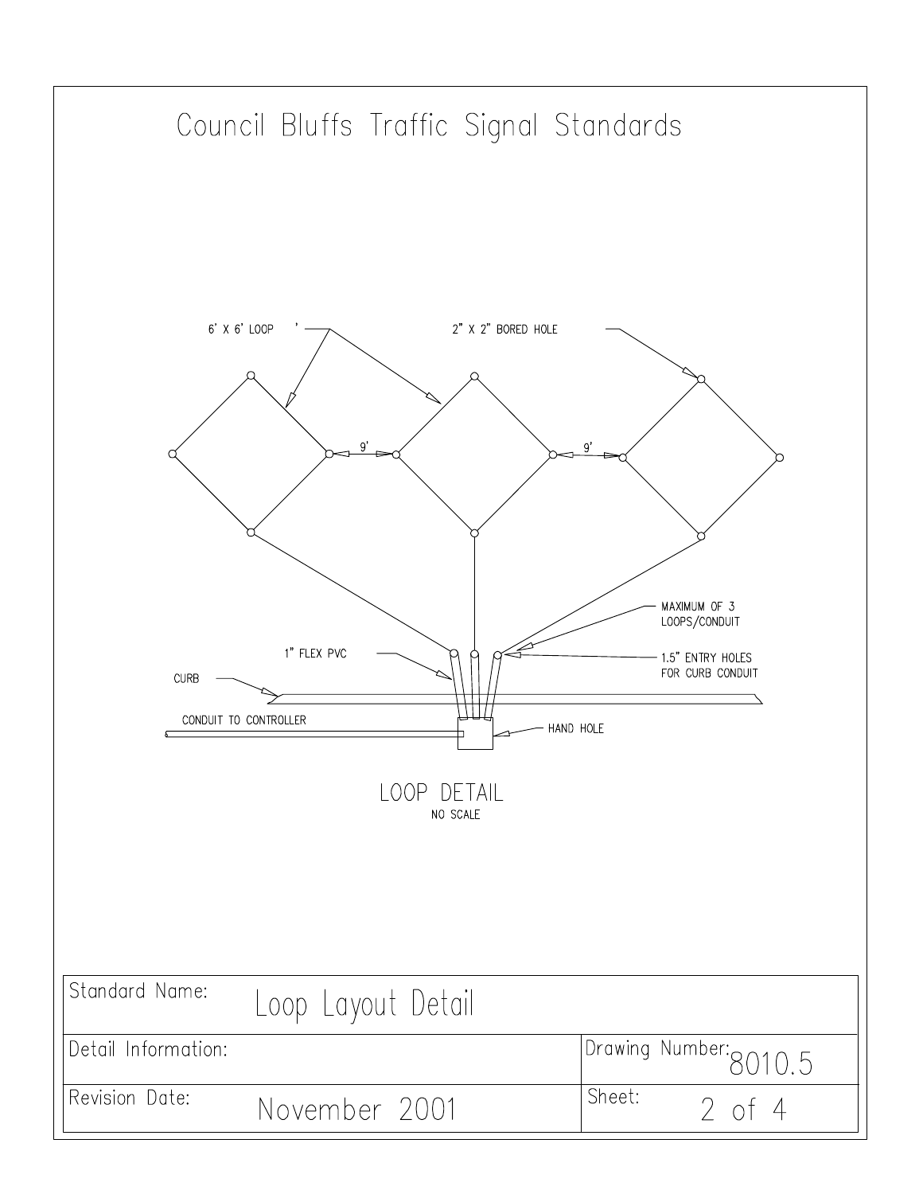# Council Bluffs Traffic Signal Standards

6' X 6' LOOP

2" X 2" BORED HOLE

9'

9'

MAXIMUM OF 3 LOOPS/CONDUIT

1" FLEX PVC

1.5" ENTRY HOLES FOR CURB CONDUIT

CURB

CONDUIT TO CONTROLLER

HAND HOLE

LOOP DETAIL

NO SCALE

| Standard Name: Loop Layout Detail | |
|---|---|
| Detail Information: | Drawing Number: 8010.5 |
| Revision Date: November 2001 | Sheet: 2 of 4 |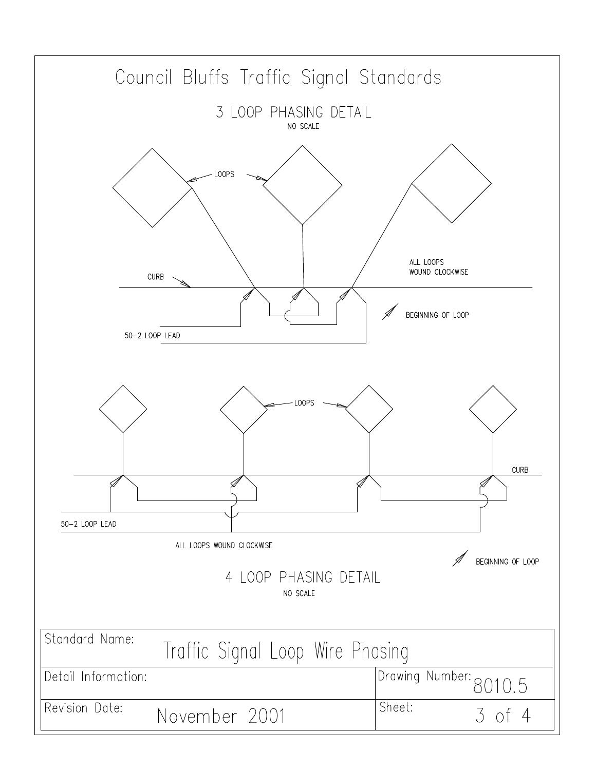# Council Bluffs Traffic Signal Standards

## 3 LOOP PHASING DETAIL

NO SCALE

LOOPS

CURB

ALL LOOPS WOUND CLOCKWISE

BEGINNING OF LOOP

50–2 LOOP LEAD

## 4 LOOP PHASING DETAIL

NO SCALE

LOOPS

CURB

50–2 LOOP LEAD

ALL LOOPS WOUND CLOCKWISE

BEGINNING OF LOOP

| Standard Name: Traffic Signal Loop Wire Phasing | |
|---|---|
| Detail Information: | Drawing Number: 8010.5 |
| Revision Date: November 2001 | Sheet: 3 of 4 |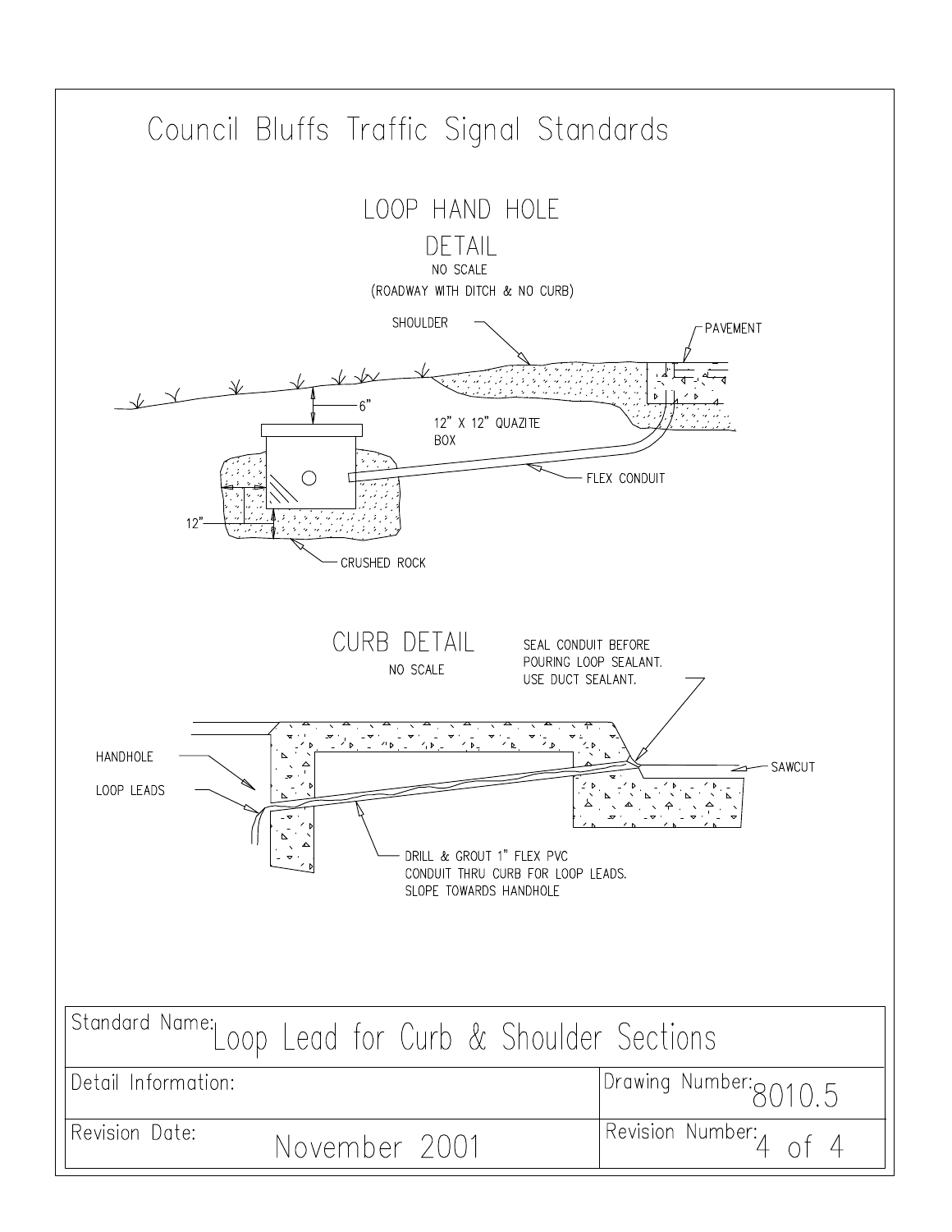# Council Bluffs Traffic Signal Standards

## LOOP HAND HOLE DETAIL

NO SCALE

(ROADWAY WITH DITCH & NO CURB)

SHOULDER

PAVEMENT

6"

12" X 12" QUAZITE BOX

FLEX CONDUIT

12"

CRUSHED ROCK

## CURB DETAIL

NO SCALE

SEAL CONDUIT BEFORE POURING LOOP SEALANT. USE DUCT SEALANT.

HANDHOLE

LOOP LEADS

SAWCUT

DRILL & GROUT 1" FLEX PVC CONDUIT THRU CURB FOR LOOP LEADS. SLOPE TOWARDS HANDHOLE

| Standard Name: Loop Lead for Curb & Shoulder Sections | |
|---|---|
| Detail Information: | Drawing Number: 8010.5 |
| Revision Date: November 2001 | Revision Number: 4 of 4 |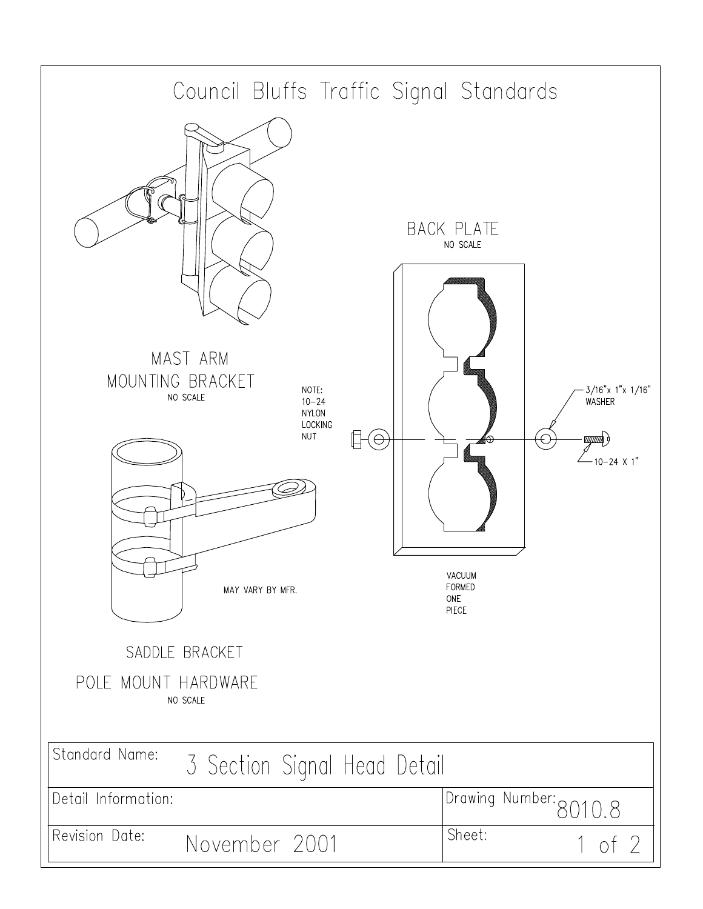# Council Bluffs Traffic Signal Standards

MAST ARM
MOUNTING BRACKET
NO SCALE

BACK PLATE
NO SCALE

NOTE:
10–24
NYLON
LOCKING
NUT

3/16"x 1"x 1/16"
WASHER

10–24 X 1"

VACUUM
FORMED
ONE
PIECE

MAY VARY BY MFR.

SADDLE BRACKET

POLE MOUNT HARDWARE
NO SCALE

| Standard Name: 3 Section Signal Head Detail | |
|---|---|
| Detail Information: | Drawing Number: 8010.8 |
| Revision Date: November 2001 | Sheet: 1 of 2 |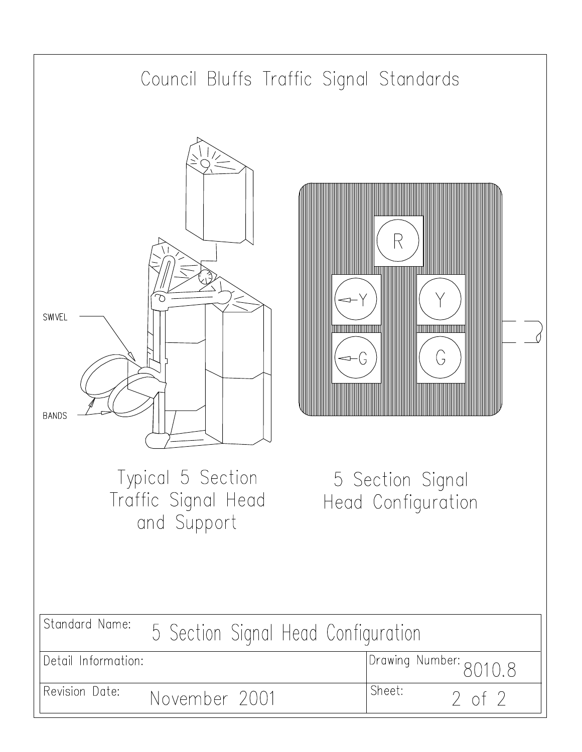# Council Bluffs Traffic Signal Standards

SWIVEL

BANDS

Typical 5 Section Traffic Signal Head and Support

| | R | |
|---|---|---|
| ←Y | | Y |
| ←G | | G |

5 Section Signal Head Configuration

| | | | |
|---|---|---|---|
| Standard Name: | 5 Section Signal Head Configuration | | |
| Detail Information: | | Drawing Number: | 8010.8 |
| Revision Date: | November 2001 | Sheet: | 2 of 2 |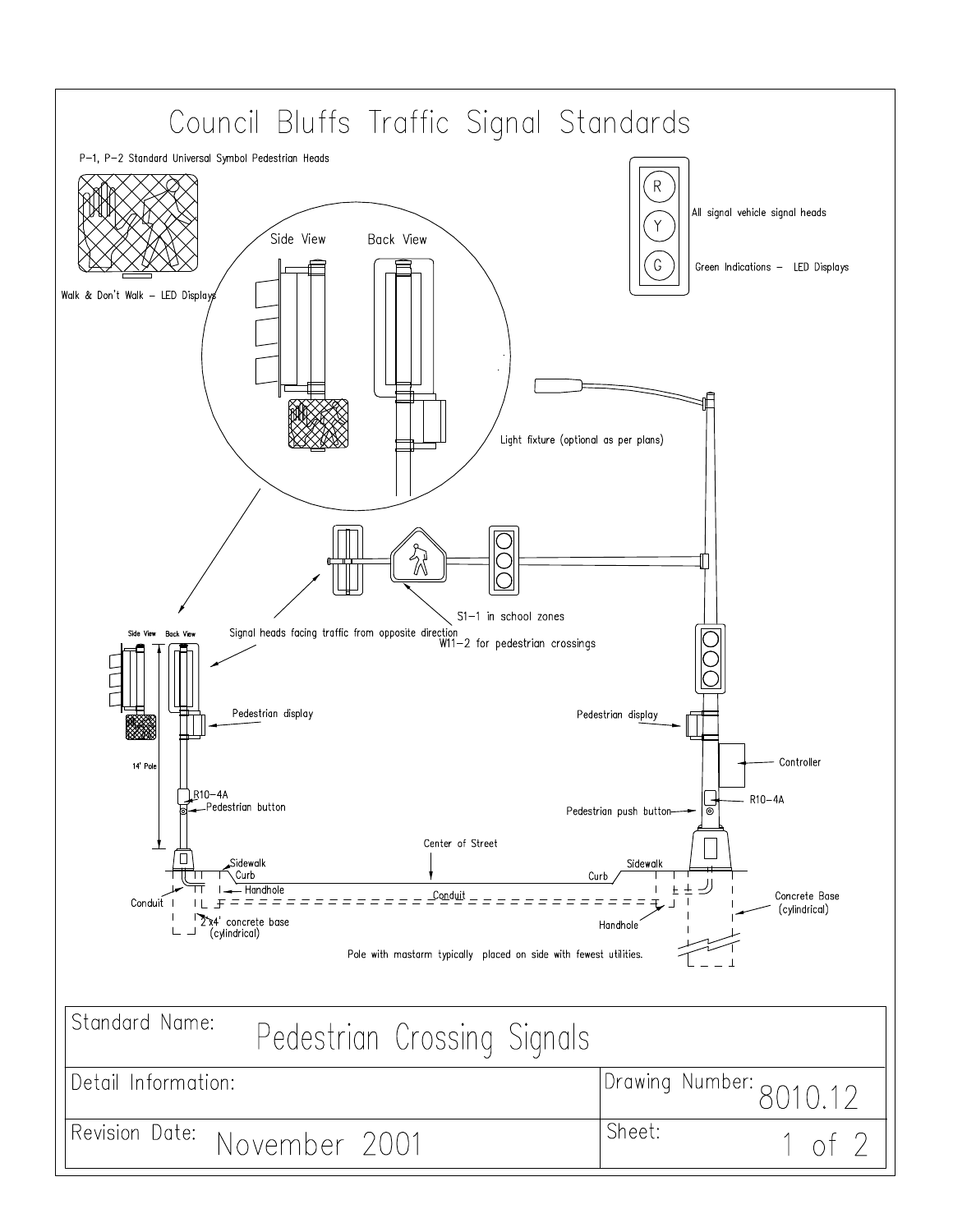# Council Bluffs Traffic Signal Standards

P-1, P-2 Standard Universal Symbol Pedestrian Heads

Walk & Don't Walk – LED Displays

Side View

Back View

All signal vehicle signal heads

Green Indications – LED Displays

Light fixture (optional as per plans)

S1-1 in school zones

Signal heads facing traffic from opposite direction

W11-2 for pedestrian crossings

Side View Back View

14' Pole

Pedestrian display

R10-4A

Pedestrian button

Sidewalk

Curb

Handhole

Conduit

2'x4' concrete base (cylindrical)

Center of Street

Conduit

Pedestrian display

Controller

R10-4A

Pedestrian push button

Sidewalk

Curb

Handhole

Concrete Base (cylindrical)

Pole with mastarm typically placed on side with fewest utilities.

| Standard Name: | Pedestrian Crossing Signals |
|---|---|
| Detail Information: | Drawing Number: 8010.12 |
| Revision Date: November 2001 | Sheet: 1 of 2 |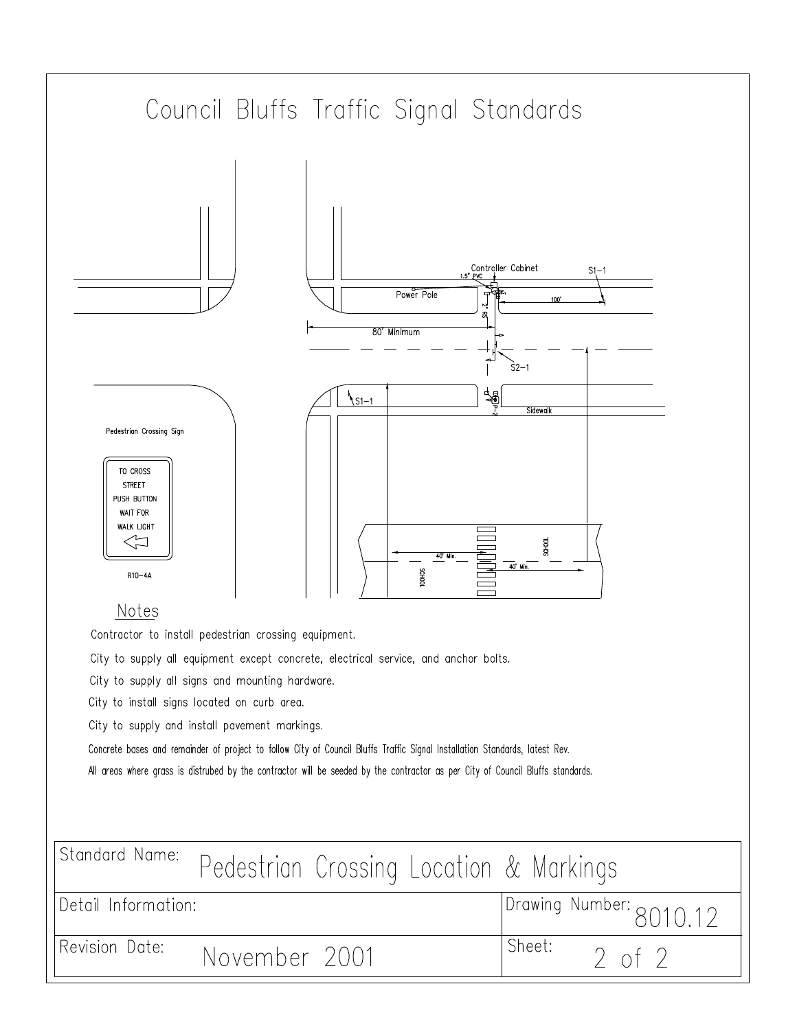# Council Bluffs Traffic Signal Standards

Controller Cabinet

1.5" PVC

Power Pole

S1–1

100'

2" RS

80' Minimum

S2–1

S1–1

P–2

Sidewalk

Pedestrian Crossing Sign

TO CROSS
STREET
PUSH BUTTON
WAIT FOR
WALK LIGHT

R10–4A

40' Min.

40' Min.

SCHOOL

SCHOOL

## Notes

Contractor to install pedestrian crossing equipment.

City to supply all equipment except concrete, electrical service, and anchor bolts.

City to supply all signs and mounting hardware.

City to install signs located on curb area.

City to supply and install pavement markings.

Concrete bases and remainder of project to follow City of Council Bluffs Traffic Signal Installation Standards, latest Rev.

All areas where grass is distrubed by the contractor will be seeded by the contractor as per City of Council Bluffs standards.

| Standard Name: Pedestrian Crossing Location & Markings | |
|---|---|
| Detail Information: | Drawing Number: 8010.12 |
| Revision Date: November 2001 | Sheet: 2 of 2 |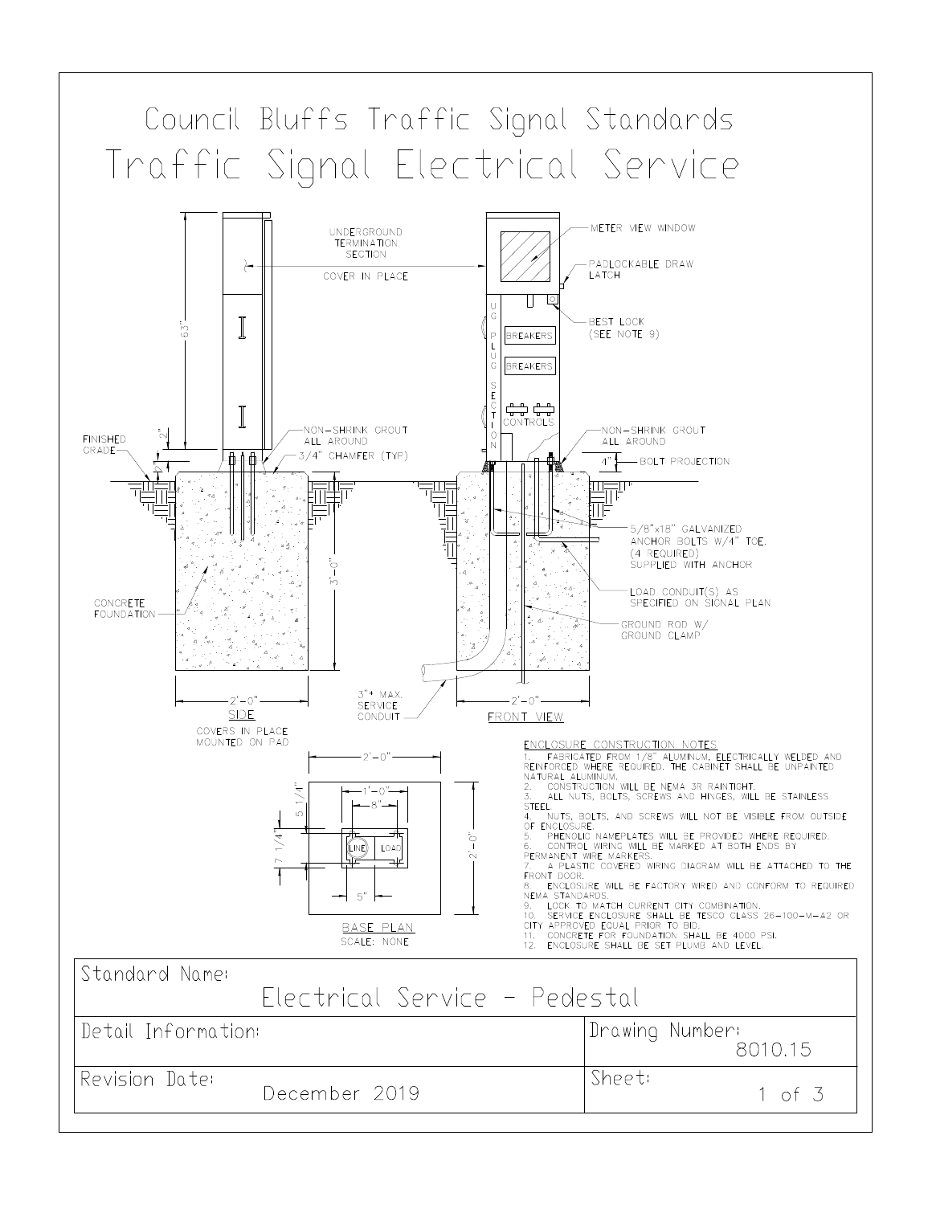# Council Bluffs Traffic Signal Standards

# Traffic Signal Electrical Service

UNDERGROUND TERMINATION SECTION

COVER IN PLACE

METER VIEW WINDOW

PADLOCKABLE DRAW LATCH

BEST LOCK (SEE NOTE 9)

UG PLUG SECTION

BREAKERS

BREAKERS

CONTROLS

63"

2"

2"

FINISHED GRADE

NON-SHRINK GROUT ALL AROUND

3/4" CHAMFER (TYP)

NON-SHRINK GROUT ALL AROUND

4" BOLT PROJECTION

5/8"x18" GALVANIZED ANCHOR BOLTS W/4" TOE. (4 REQUIRED) SUPPLIED WITH ANCHOR

LOAD CONDUIT(S) AS SPECIFIED ON SIGNAL PLAN

GROUND ROD W/ GROUND CLAMP

CONCRETE FOUNDATION

3'-0"

2'-0"

SIDE

COVERS IN PLACE MOUNTED ON PAD

3"ø MAX. SERVICE CONDUIT

2'-0"

FRONT VIEW

2'-0"

1'-0"

8"

5 1/4"

7 1/4"

LINE

LOAD

5"

2'-0"

BASE PLAN

SCALE: NONE

## ENCLOSURE CONSTRUCTION NOTES

1. FABRICATED FROM 1/8" ALUMINUM, ELECTRICALLY WELDED AND REINFORCED WHERE REQUIRED. THE CABINET SHALL BE UNPAINTED NATURAL ALUMINUM.
2. CONSTRUCTION WILL BE NEMA 3R RAINTIGHT.
3. ALL NUTS, BOLTS, SCREWS AND HINGES, WILL BE STAINLESS STEEL.
4. NUTS, BOLTS, AND SCREWS WILL NOT BE VISIBLE FROM OUTSIDE OF ENCLOSURE.
5. PHENOLIC NAMEPLATES WILL BE PROVIDED WHERE REQUIRED.
6. CONTROL WIRING WILL BE MARKED AT BOTH ENDS BY PERMANENT WIRE MARKERS.
7. A PLASTIC COVERED WIRING DIAGRAM WILL BE ATTACHED TO THE FRONT DOOR.
8. ENCLOSURE WILL BE FACTORY WIRED AND CONFORM TO REQUIRED NEMA STANDARDS.
9. LOCK TO MATCH CURRENT CITY COMBINATION.
10. SERVICE ENCLOSURE SHALL BE TESCO CLASS 26-100-M-A2 OR CITY APPROVED EQUAL PRIOR TO BID.
11. CONCRETE FOR FOUNDATION SHALL BE 4000 PSI.
12. ENCLOSURE SHALL BE SET PLUMB AND LEVEL.

| Standard Name: Electrical Service - Pedestal | |
|---|---|
| Detail Information: | Drawing Number: 8010.15 |
| Revision Date: December 2019 | Sheet: 1 of 3 |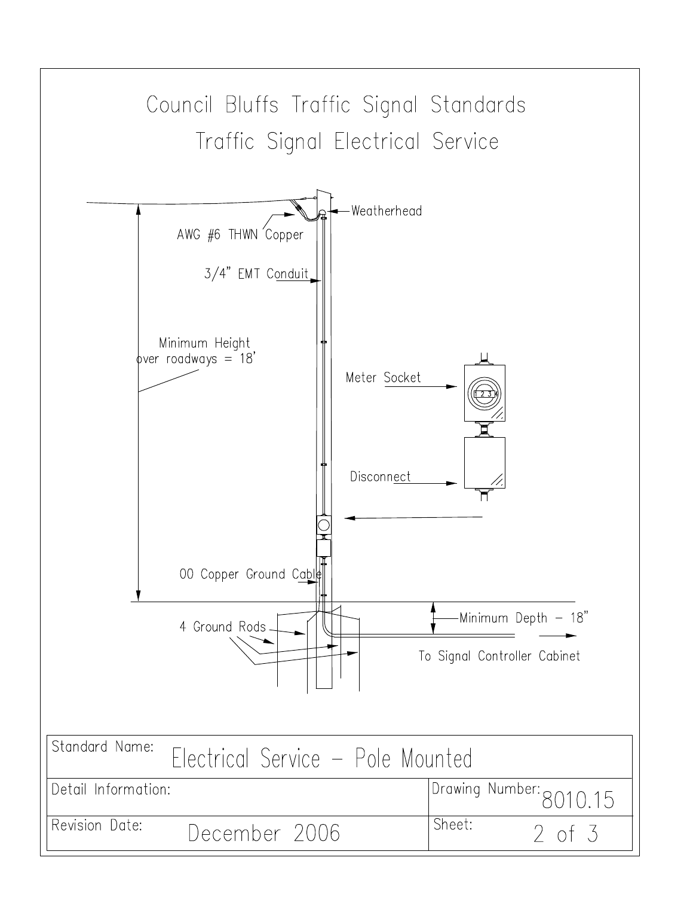# Council Bluffs Traffic Signal Standards

## Traffic Signal Electrical Service

Weatherhead

AWG #6 THWN Copper

3/4" EMT Conduit

Minimum Height over roadways = 18'

Meter Socket

Disconnect

00 Copper Ground Cable

4 Ground Rods

Minimum Depth – 18"

To Signal Controller Cabinet

| Standard Name: Electrical Service – Pole Mounted | |
|---|---|
| Detail Information: | Drawing Number: 8010.15 |
| Revision Date: December 2006 | Sheet: 2 of 3 |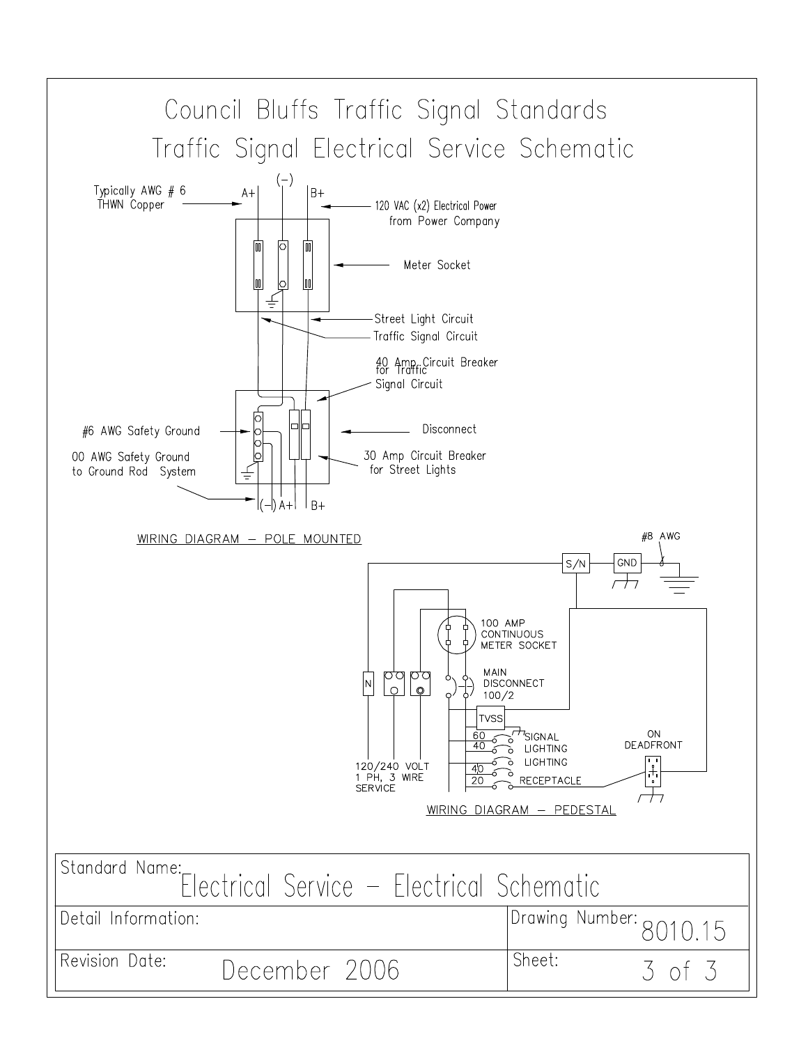# Council Bluffs Traffic Signal Standards

## Traffic Signal Electrical Service Schematic

Typically AWG # 6 THWN Copper

A+

(−)

B+

120 VAC (x2) Electrical Power from Power Company

Meter Socket

Street Light Circuit

Traffic Signal Circuit

40 Amp Circuit Breaker for Traffic Signal Circuit

#6 AWG Safety Ground

Disconnect

00 AWG Safety Ground to Ground Rod System

30 Amp Circuit Breaker for Street Lights

(−) A+ B+

WIRING DIAGRAM – POLE MOUNTED

S/N

GND

#8 AWG

100 AMP CONTINUOUS METER SOCKET

N

MAIN DISCONNECT 100/2

TVSS

60 SIGNAL

40 LIGHTING

LIGHTING

40

20 RECEPTACLE

ON DEADFRONT

120/240 VOLT 1 PH, 3 WIRE SERVICE

WIRING DIAGRAM – PEDESTAL

| | |
|---|---|
| Standard Name: Electrical Service – Electrical Schematic | |
| Detail Information: | Drawing Number: 8010.15 |
| Revision Date: December 2006 | Sheet: 3 of 3 |